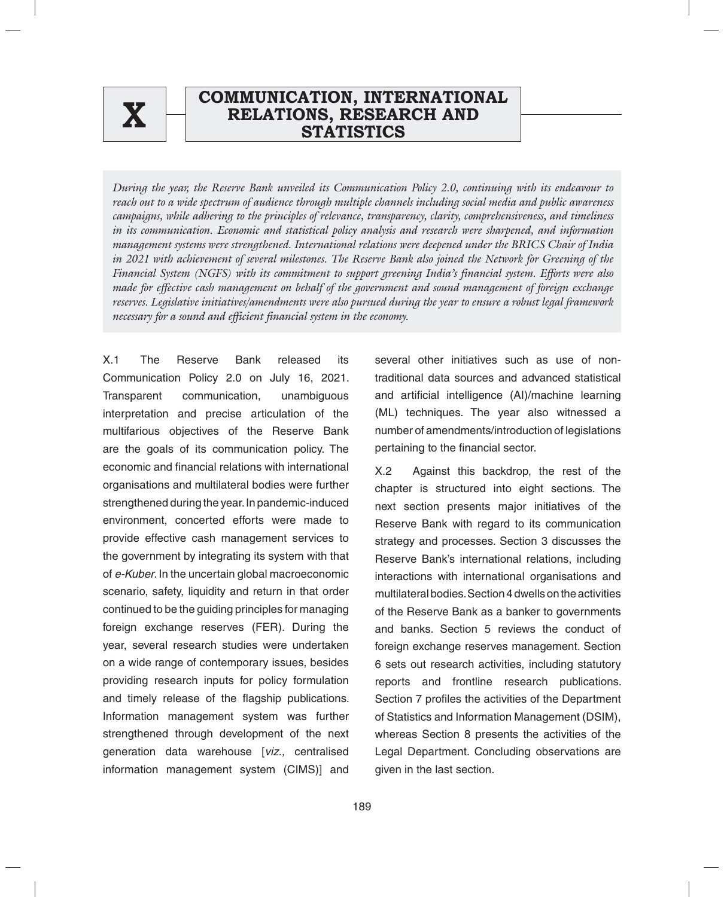# X COMMUNICATION, INTERNATIONAL RELATIONS, RESEARCH AND STATISTICS

*During the year, the Reserve Bank unveiled its Communication Policy 2.0, continuing with its endeavour to reach out to a wide spectrum of audience through multiple channels including social media and public awareness campaigns, while adhering to the principles of relevance, transparency, clarity, comprehensiveness, and timeliness in its communication. Economic and statistical policy analysis and research were sharpened, and information management systems were strengthened. International relations were deepened under the BRICS Chair of India in 2021 with achievement of several milestones. The Reserve Bank also joined the Network for Greening of the Financial System (NGFS) with its commitment to support greening India's financial system. Efforts were also made for effective cash management on behalf of the government and sound management of foreign exchange reserves. Legislative initiatives/amendments were also pursued during the year to ensure a robust legal framework necessary for a sound and efficient financial system in the economy.*

X.1 The Reserve Bank released its Communication Policy 2.0 on July 16, 2021. Transparent communication, unambiguous interpretation and precise articulation of the multifarious objectives of the Reserve Bank are the goals of its communication policy. The economic and financial relations with international organisations and multilateral bodies were further strengthened during the year. In pandemic-induced environment, concerted efforts were made to provide effective cash management services to the government by integrating its system with that of *e-Kuber*. In the uncertain global macroeconomic scenario, safety, liquidity and return in that order continued to be the guiding principles for managing foreign exchange reserves (FER). During the year, several research studies were undertaken on a wide range of contemporary issues, besides providing research inputs for policy formulation and timely release of the flagship publications. Information management system was further strengthened through development of the next generation data warehouse [*viz.,* centralised information management system (CIMS)] and several other initiatives such as use of non-traditional data sources and advanced statistical and artificial intelligence (AI)/machine learning (ML) techniques. The year also witnessed a number of amendments/introduction of legislations pertaining to the financial sector.

X.2 Against this backdrop, the rest of the chapter is structured into eight sections. The next section presents major initiatives of the Reserve Bank with regard to its communication strategy and processes. Section 3 discusses the Reserve Bank's international relations, including interactions with international organisations and multilateral bodies. Section 4 dwells on the activities of the Reserve Bank as a banker to governments and banks. Section 5 reviews the conduct of foreign exchange reserves management. Section 6 sets out research activities, including statutory reports and frontline research publications. Section 7 profiles the activities of the Department of Statistics and Information Management (DSIM), whereas Section 8 presents the activities of the Legal Department. Concluding observations are given in the last section.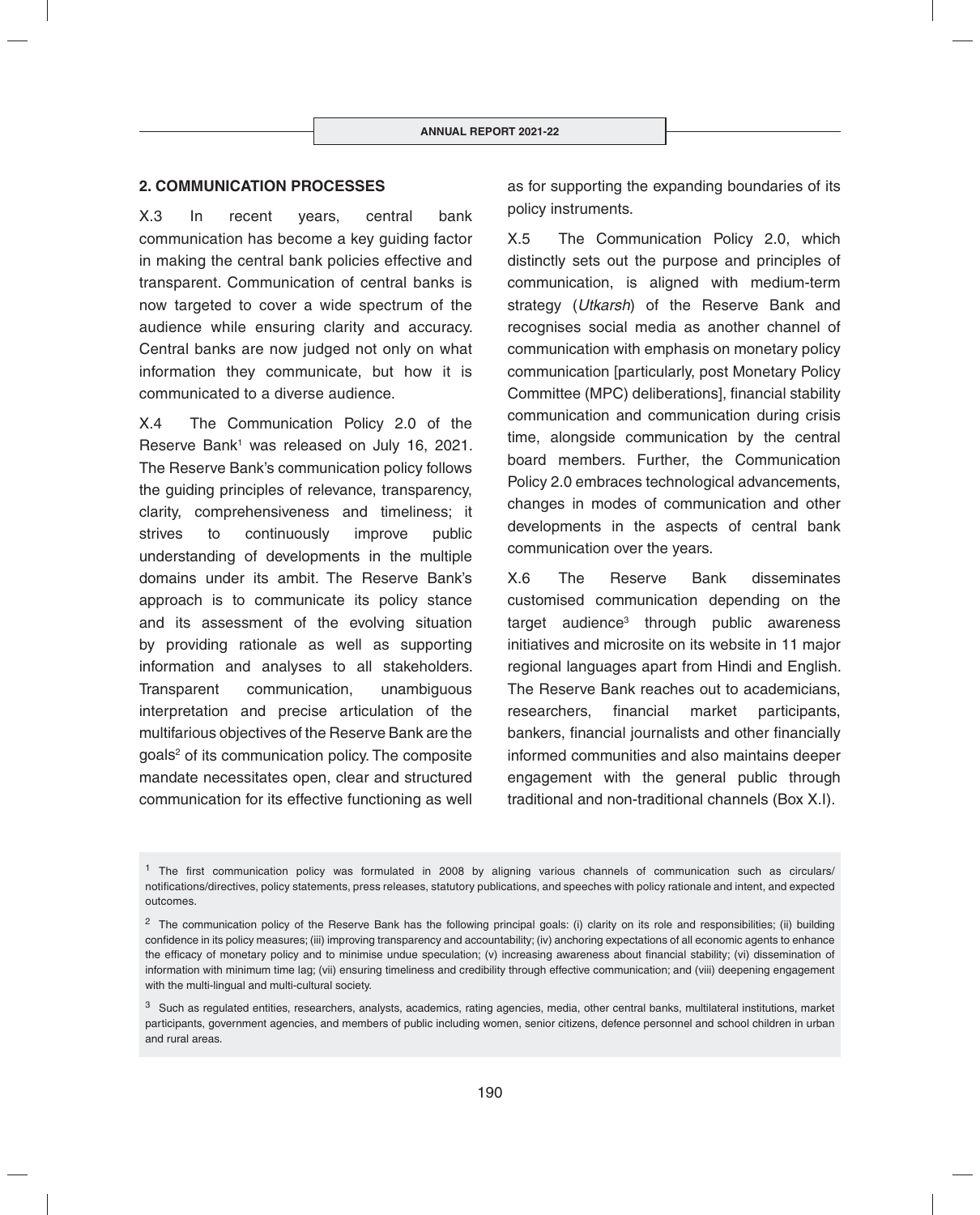## 2. COMMUNICATION PROCESSES

X.3 In recent years, central bank communication has become a key guiding factor in making the central bank policies effective and transparent. Communication of central banks is now targeted to cover a wide spectrum of the audience while ensuring clarity and accuracy. Central banks are now judged not only on what information they communicate, but how it is communicated to a diverse audience.

X.4 The Communication Policy 2.0 of the Reserve Bank[1] was released on July 16, 2021. The Reserve Bank's communication policy follows the guiding principles of relevance, transparency, clarity, comprehensiveness and timeliness; it strives to continuously improve public understanding of developments in the multiple domains under its ambit. The Reserve Bank's approach is to communicate its policy stance and its assessment of the evolving situation by providing rationale as well as supporting information and analyses to all stakeholders. Transparent communication, unambiguous interpretation and precise articulation of the multifarious objectives of the Reserve Bank are the goals[2] of its communication policy. The composite mandate necessitates open, clear and structured communication for its effective functioning as well as for supporting the expanding boundaries of its policy instruments.

X.5 The Communication Policy 2.0, which distinctly sets out the purpose and principles of communication, is aligned with medium-term strategy (*Utkarsh*) of the Reserve Bank and recognises social media as another channel of communication with emphasis on monetary policy communication [particularly, post Monetary Policy Committee (MPC) deliberations], financial stability communication and communication during crisis time, alongside communication by the central board members. Further, the Communication Policy 2.0 embraces technological advancements, changes in modes of communication and other developments in the aspects of central bank communication over the years.

X.6 The Reserve Bank disseminates customised communication depending on the target audience[3] through public awareness initiatives and microsite on its website in 11 major regional languages apart from Hindi and English. The Reserve Bank reaches out to academicians, researchers, financial market participants, bankers, financial journalists and other financially informed communities and also maintains deeper engagement with the general public through traditional and non-traditional channels (Box X.I).

[1] The first communication policy was formulated in 2008 by aligning various channels of communication such as circulars/notifications/directives, policy statements, press releases, statutory publications, and speeches with policy rationale and intent, and expected outcomes.

[2] The communication policy of the Reserve Bank has the following principal goals: (i) clarity on its role and responsibilities; (ii) building confidence in its policy measures; (iii) improving transparency and accountability; (iv) anchoring expectations of all economic agents to enhance the efficacy of monetary policy and to minimise undue speculation; (v) increasing awareness about financial stability; (vi) dissemination of information with minimum time lag; (vii) ensuring timeliness and credibility through effective communication; and (viii) deepening engagement with the multi-lingual and multi-cultural society.

[3] Such as regulated entities, researchers, analysts, academics, rating agencies, media, other central banks, multilateral institutions, market participants, government agencies, and members of public including women, senior citizens, defence personnel and school children in urban and rural areas.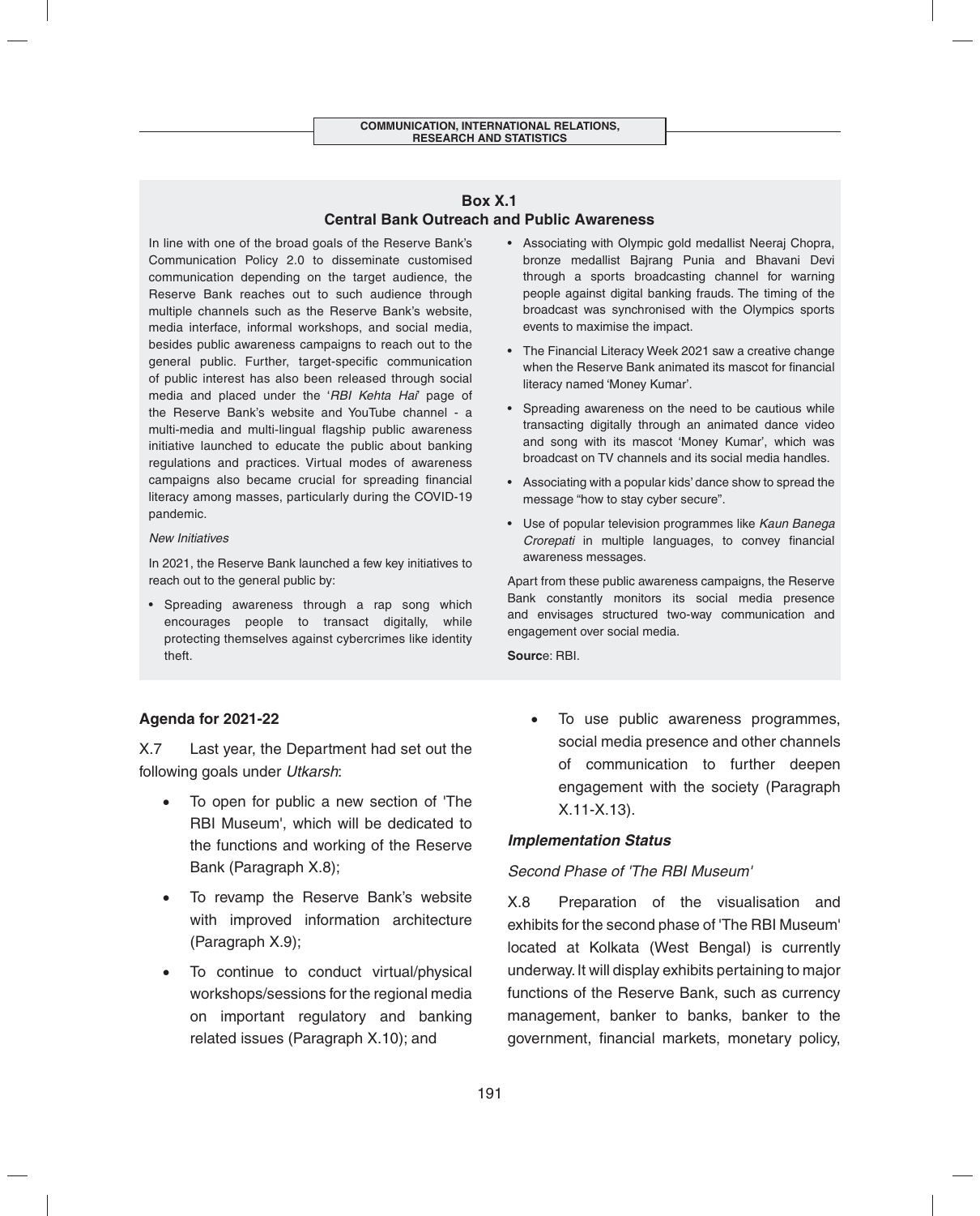## Box X.1
## Central Bank Outreach and Public Awareness

In line with one of the broad goals of the Reserve Bank's Communication Policy 2.0 to disseminate customised communication depending on the target audience, the Reserve Bank reaches out to such audience through multiple channels such as the Reserve Bank's website, media interface, informal workshops, and social media, besides public awareness campaigns to reach out to the general public. Further, target-specific communication of public interest has also been released through social media and placed under the '*RBI Kehta Hai*' page of the Reserve Bank's website and YouTube channel - a multi-media and multi-lingual flagship public awareness initiative launched to educate the public about banking regulations and practices. Virtual modes of awareness campaigns also became crucial for spreading financial literacy among masses, particularly during the COVID-19 pandemic.

*New Initiatives*

In 2021, the Reserve Bank launched a few key initiatives to reach out to the general public by:

- Spreading awareness through a rap song which encourages people to transact digitally, while protecting themselves against cybercrimes like identity theft.
- Associating with Olympic gold medallist Neeraj Chopra, bronze medallist Bajrang Punia and Bhavani Devi through a sports broadcasting channel for warning people against digital banking frauds. The timing of the broadcast was synchronised with the Olympics sports events to maximise the impact.
- The Financial Literacy Week 2021 saw a creative change when the Reserve Bank animated its mascot for financial literacy named 'Money Kumar'.
- Spreading awareness on the need to be cautious while transacting digitally through an animated dance video and song with its mascot 'Money Kumar', which was broadcast on TV channels and its social media handles.
- Associating with a popular kids' dance show to spread the message "how to stay cyber secure".
- Use of popular television programmes like *Kaun Banega Crorepati* in multiple languages, to convey financial awareness messages.

Apart from these public awareness campaigns, the Reserve Bank constantly monitors its social media presence and envisages structured two-way communication and engagement over social media.

**Source**: RBI.

**Agenda for 2021-22**

X.7 Last year, the Department had set out the following goals under *Utkarsh*:

- To open for public a new section of 'The RBI Museum', which will be dedicated to the functions and working of the Reserve Bank (Paragraph X.8);
- To revamp the Reserve Bank's website with improved information architecture (Paragraph X.9);
- To continue to conduct virtual/physical workshops/sessions for the regional media on important regulatory and banking related issues (Paragraph X.10); and
- To use public awareness programmes, social media presence and other channels of communication to further deepen engagement with the society (Paragraph X.11-X.13).

***Implementation Status***

*Second Phase of 'The RBI Museum'*

X.8 Preparation of the visualisation and exhibits for the second phase of 'The RBI Museum' located at Kolkata (West Bengal) is currently underway. It will display exhibits pertaining to major functions of the Reserve Bank, such as currency management, banker to banks, banker to the government, financial markets, monetary policy,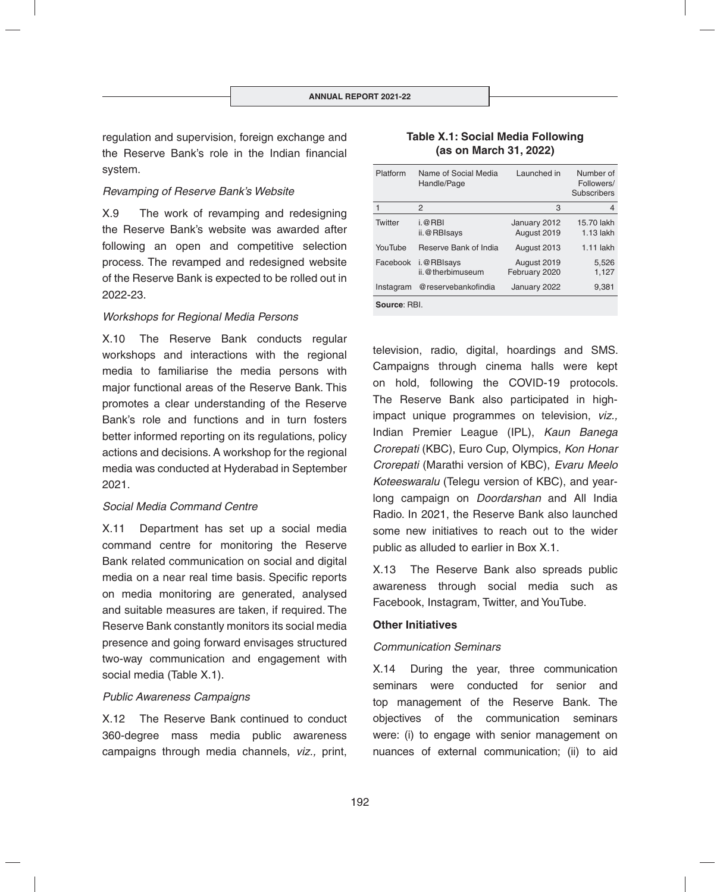regulation and supervision, foreign exchange and the Reserve Bank's role in the Indian financial system.

*Revamping of Reserve Bank's Website*

X.9 The work of revamping and redesigning the Reserve Bank's website was awarded after following an open and competitive selection process. The revamped and redesigned website of the Reserve Bank is expected to be rolled out in 2022-23.

*Workshops for Regional Media Persons*

X.10 The Reserve Bank conducts regular workshops and interactions with the regional media to familiarise the media persons with major functional areas of the Reserve Bank. This promotes a clear understanding of the Reserve Bank's role and functions and in turn fosters better informed reporting on its regulations, policy actions and decisions. A workshop for the regional media was conducted at Hyderabad in September 2021.

*Social Media Command Centre*

X.11 Department has set up a social media command centre for monitoring the Reserve Bank related communication on social and digital media on a near real time basis. Specific reports on media monitoring are generated, analysed and suitable measures are taken, if required. The Reserve Bank constantly monitors its social media presence and going forward envisages structured two-way communication and engagement with social media (Table X.1).

**Table X.1: Social Media Following (as on March 31, 2022)**

| Platform | Name of Social Media Handle/Page | Launched in | Number of Followers/ Subscribers |
|---|---|---|---|
| 1 | 2 | 3 | 4 |
| Twitter | i. @RBI<br>ii. @RBIsays | January 2012<br>August 2019 | 15.70 lakh<br>1.13 lakh |
| YouTube | Reserve Bank of India | August 2013 | 1.11 lakh |
| Facebook | i. @RBIsays<br>ii. @therbimuseum | August 2019<br>February 2020 | 5,526<br>1,127 |
| Instagram | @reservebankofindia | January 2022 | 9,381 |

**Source**: RBI.

*Public Awareness Campaigns*

X.12 The Reserve Bank continued to conduct 360-degree mass media public awareness campaigns through media channels, *viz.,* print, television, radio, digital, hoardings and SMS. Campaigns through cinema halls were kept on hold, following the COVID-19 protocols. The Reserve Bank also participated in high-impact unique programmes on television, *viz.,* Indian Premier League (IPL), *Kaun Banega Crorepati* (KBC), Euro Cup, Olympics, *Kon Honar Crorepati* (Marathi version of KBC), *Evaru Meelo Koteeswaralu* (Telegu version of KBC), and year-long campaign on *Doordarshan* and All India Radio. In 2021, the Reserve Bank also launched some new initiatives to reach out to the wider public as alluded to earlier in Box X.1.

X.13 The Reserve Bank also spreads public awareness through social media such as Facebook, Instagram, Twitter, and YouTube.

**Other Initiatives**

*Communication Seminars*

X.14 During the year, three communication seminars were conducted for senior and top management of the Reserve Bank. The objectives of the communication seminars were: (i) to engage with senior management on nuances of external communication; (ii) to aid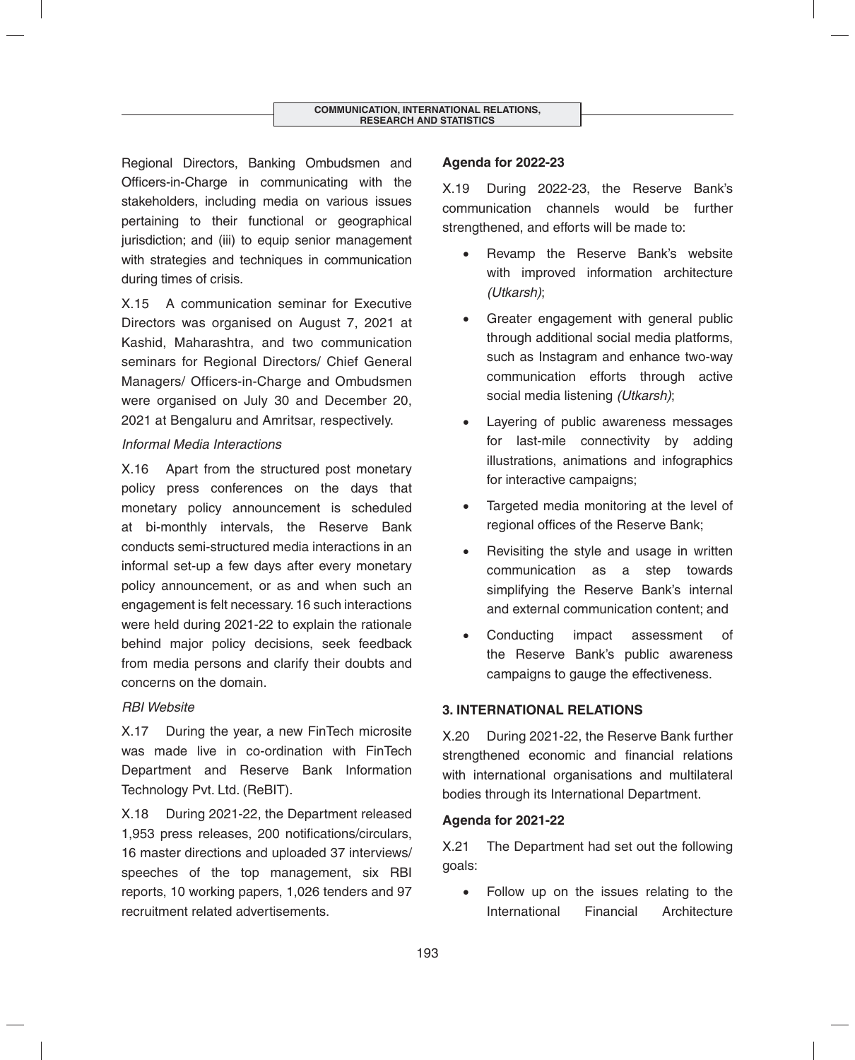Regional Directors, Banking Ombudsmen and Officers-in-Charge in communicating with the stakeholders, including media on various issues pertaining to their functional or geographical jurisdiction; and (iii) to equip senior management with strategies and techniques in communication during times of crisis.

X.15 A communication seminar for Executive Directors was organised on August 7, 2021 at Kashid, Maharashtra, and two communication seminars for Regional Directors/ Chief General Managers/ Officers-in-Charge and Ombudsmen were organised on July 30 and December 20, 2021 at Bengaluru and Amritsar, respectively.

*Informal Media Interactions*

X.16 Apart from the structured post monetary policy press conferences on the days that monetary policy announcement is scheduled at bi-monthly intervals, the Reserve Bank conducts semi-structured media interactions in an informal set-up a few days after every monetary policy announcement, or as and when such an engagement is felt necessary. 16 such interactions were held during 2021-22 to explain the rationale behind major policy decisions, seek feedback from media persons and clarify their doubts and concerns on the domain.

*RBI Website*

X.17 During the year, a new FinTech microsite was made live in co-ordination with FinTech Department and Reserve Bank Information Technology Pvt. Ltd. (ReBIT).

X.18 During 2021-22, the Department released 1,953 press releases, 200 notifications/circulars, 16 master directions and uploaded 37 interviews/ speeches of the top management, six RBI reports, 10 working papers, 1,026 tenders and 97 recruitment related advertisements.

**Agenda for 2022-23**

X.19 During 2022-23, the Reserve Bank's communication channels would be further strengthened, and efforts will be made to:

- Revamp the Reserve Bank's website with improved information architecture *(Utkarsh)*;
- Greater engagement with general public through additional social media platforms, such as Instagram and enhance two-way communication efforts through active social media listening *(Utkarsh)*;
- Layering of public awareness messages for last-mile connectivity by adding illustrations, animations and infographics for interactive campaigns;
- Targeted media monitoring at the level of regional offices of the Reserve Bank;
- Revisiting the style and usage in written communication as a step towards simplifying the Reserve Bank's internal and external communication content; and
- Conducting impact assessment of the Reserve Bank's public awareness campaigns to gauge the effectiveness.

## 3. INTERNATIONAL RELATIONS

X.20 During 2021-22, the Reserve Bank further strengthened economic and financial relations with international organisations and multilateral bodies through its International Department.

**Agenda for 2021-22**

X.21 The Department had set out the following goals:

- Follow up on the issues relating to the International Financial Architecture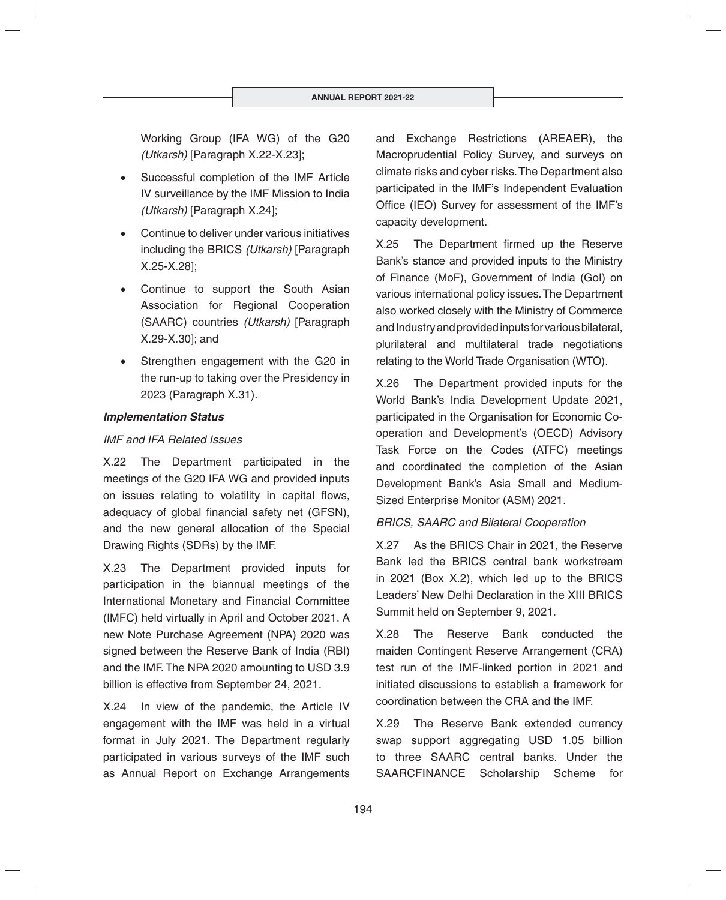Working Group (IFA WG) of the G20 *(Utkarsh)* [Paragraph X.22-X.23];

- Successful completion of the IMF Article IV surveillance by the IMF Mission to India *(Utkarsh)* [Paragraph X.24];
- Continue to deliver under various initiatives including the BRICS *(Utkarsh)* [Paragraph X.25-X.28];
- Continue to support the South Asian Association for Regional Cooperation (SAARC) countries *(Utkarsh)* [Paragraph X.29-X.30]; and
- Strengthen engagement with the G20 in the run-up to taking over the Presidency in 2023 (Paragraph X.31).

***Implementation Status***

*IMF and IFA Related Issues*

X.22 The Department participated in the meetings of the G20 IFA WG and provided inputs on issues relating to volatility in capital flows, adequacy of global financial safety net (GFSN), and the new general allocation of the Special Drawing Rights (SDRs) by the IMF.

X.23 The Department provided inputs for participation in the biannual meetings of the International Monetary and Financial Committee (IMFC) held virtually in April and October 2021. A new Note Purchase Agreement (NPA) 2020 was signed between the Reserve Bank of India (RBI) and the IMF. The NPA 2020 amounting to USD 3.9 billion is effective from September 24, 2021.

X.24 In view of the pandemic, the Article IV engagement with the IMF was held in a virtual format in July 2021. The Department regularly participated in various surveys of the IMF such as Annual Report on Exchange Arrangements and Exchange Restrictions (AREAER), the Macroprudential Policy Survey, and surveys on climate risks and cyber risks. The Department also participated in the IMF's Independent Evaluation Office (IEO) Survey for assessment of the IMF's capacity development.

X.25 The Department firmed up the Reserve Bank's stance and provided inputs to the Ministry of Finance (MoF), Government of India (GoI) on various international policy issues. The Department also worked closely with the Ministry of Commerce and Industry and provided inputs for various bilateral, plurilateral and multilateral trade negotiations relating to the World Trade Organisation (WTO).

X.26 The Department provided inputs for the World Bank's India Development Update 2021, participated in the Organisation for Economic Co-operation and Development's (OECD) Advisory Task Force on the Codes (ATFC) meetings and coordinated the completion of the Asian Development Bank's Asia Small and Medium-Sized Enterprise Monitor (ASM) 2021.

*BRICS, SAARC and Bilateral Cooperation*

X.27 As the BRICS Chair in 2021, the Reserve Bank led the BRICS central bank workstream in 2021 (Box X.2), which led up to the BRICS Leaders' New Delhi Declaration in the XIII BRICS Summit held on September 9, 2021.

X.28 The Reserve Bank conducted the maiden Contingent Reserve Arrangement (CRA) test run of the IMF-linked portion in 2021 and initiated discussions to establish a framework for coordination between the CRA and the IMF.

X.29 The Reserve Bank extended currency swap support aggregating USD 1.05 billion to three SAARC central banks. Under the SAARCFINANCE Scholarship Scheme for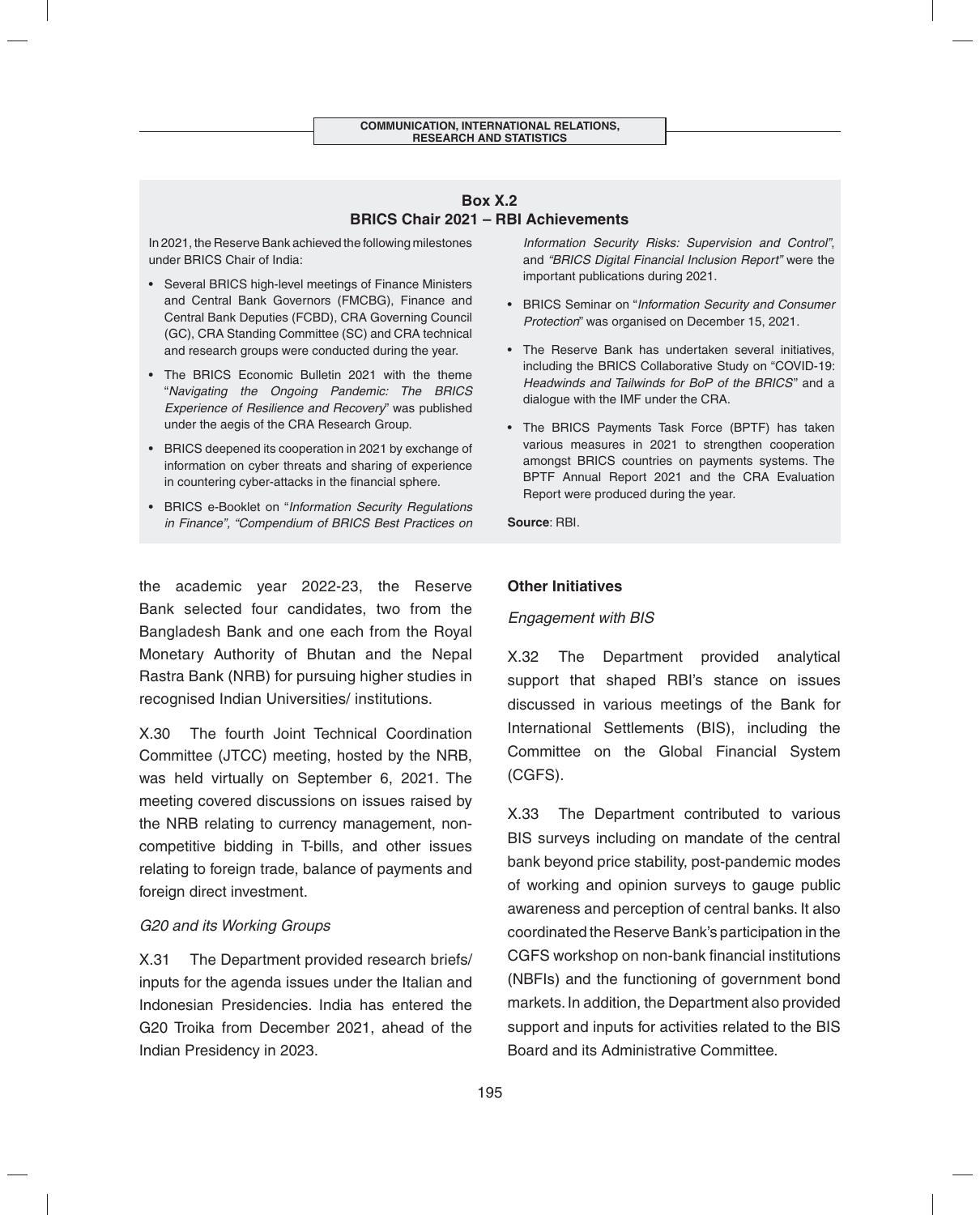**Box X.2**
**BRICS Chair 2021 – RBI Achievements**

In 2021, the Reserve Bank achieved the following milestones under BRICS Chair of India:

- Several BRICS high-level meetings of Finance Ministers and Central Bank Governors (FMCBG), Finance and Central Bank Deputies (FCBD), CRA Governing Council (GC), CRA Standing Committee (SC) and CRA technical and research groups were conducted during the year.
- The BRICS Economic Bulletin 2021 with the theme "*Navigating the Ongoing Pandemic: The BRICS Experience of Resilience and Recovery*" was published under the aegis of the CRA Research Group.
- BRICS deepened its cooperation in 2021 by exchange of information on cyber threats and sharing of experience in countering cyber-attacks in the financial sphere.
- BRICS e-Booklet on "*Information Security Regulations in Finance", "Compendium of BRICS Best Practices on Information Security Risks: Supervision and Control"*, and *"BRICS Digital Financial Inclusion Report"* were the important publications during 2021.
- BRICS Seminar on "*Information Security and Consumer Protection*" was organised on December 15, 2021.
- The Reserve Bank has undertaken several initiatives, including the BRICS Collaborative Study on "COVID-19: *Headwinds and Tailwinds for BoP of the BRICS*" and a dialogue with the IMF under the CRA.
- The BRICS Payments Task Force (BPTF) has taken various measures in 2021 to strengthen cooperation amongst BRICS countries on payments systems. The BPTF Annual Report 2021 and the CRA Evaluation Report were produced during the year.

**Source**: RBI.

the academic year 2022-23, the Reserve Bank selected four candidates, two from the Bangladesh Bank and one each from the Royal Monetary Authority of Bhutan and the Nepal Rastra Bank (NRB) for pursuing higher studies in recognised Indian Universities/ institutions.

X.30 The fourth Joint Technical Coordination Committee (JTCC) meeting, hosted by the NRB, was held virtually on September 6, 2021. The meeting covered discussions on issues raised by the NRB relating to currency management, non-competitive bidding in T-bills, and other issues relating to foreign trade, balance of payments and foreign direct investment.

*G20 and its Working Groups*

X.31 The Department provided research briefs/ inputs for the agenda issues under the Italian and Indonesian Presidencies. India has entered the G20 Troika from December 2021, ahead of the Indian Presidency in 2023.

**Other Initiatives**

*Engagement with BIS*

X.32 The Department provided analytical support that shaped RBI's stance on issues discussed in various meetings of the Bank for International Settlements (BIS), including the Committee on the Global Financial System (CGFS).

X.33 The Department contributed to various BIS surveys including on mandate of the central bank beyond price stability, post-pandemic modes of working and opinion surveys to gauge public awareness and perception of central banks. It also coordinated the Reserve Bank's participation in the CGFS workshop on non-bank financial institutions (NBFIs) and the functioning of government bond markets. In addition, the Department also provided support and inputs for activities related to the BIS Board and its Administrative Committee.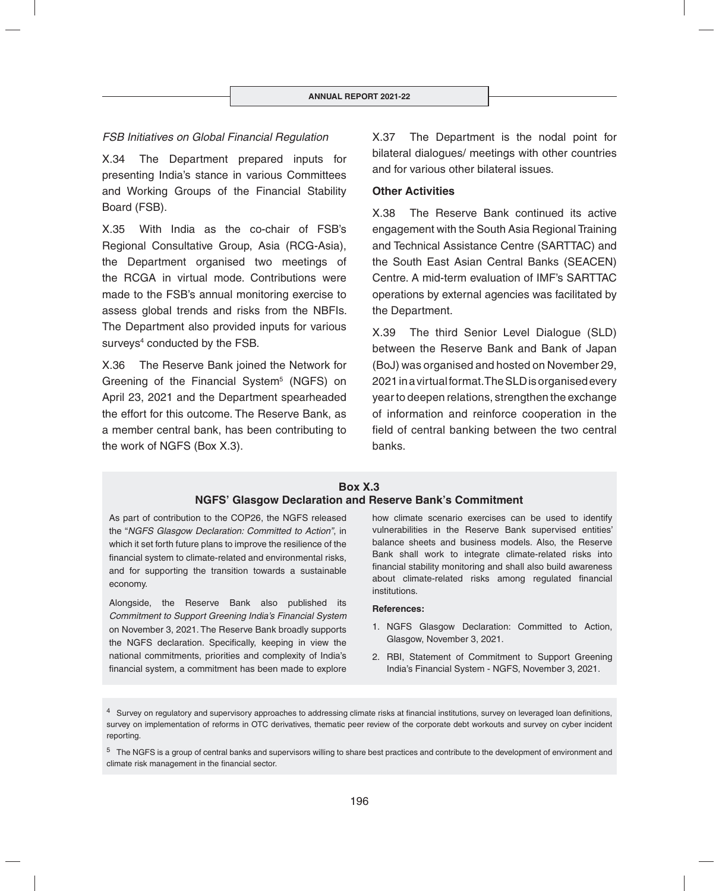*FSB Initiatives on Global Financial Regulation*

X.34 The Department prepared inputs for presenting India's stance in various Committees and Working Groups of the Financial Stability Board (FSB).

X.35 With India as the co-chair of FSB's Regional Consultative Group, Asia (RCG-Asia), the Department organised two meetings of the RCGA in virtual mode. Contributions were made to the FSB's annual monitoring exercise to assess global trends and risks from the NBFIs. The Department also provided inputs for various surveys[4] conducted by the FSB.

X.36 The Reserve Bank joined the Network for Greening of the Financial System[5] (NGFS) on April 23, 2021 and the Department spearheaded the effort for this outcome. The Reserve Bank, as a member central bank, has been contributing to the work of NGFS (Box X.3).

X.37 The Department is the nodal point for bilateral dialogues/ meetings with other countries and for various other bilateral issues.

**Other Activities**

X.38 The Reserve Bank continued its active engagement with the South Asia Regional Training and Technical Assistance Centre (SARTTAC) and the South East Asian Central Banks (SEACEN) Centre. A mid-term evaluation of IMF's SARTTAC operations by external agencies was facilitated by the Department.

X.39 The third Senior Level Dialogue (SLD) between the Reserve Bank and Bank of Japan (BoJ) was organised and hosted on November 29, 2021 in a virtual format. The SLD is organised every year to deepen relations, strengthen the exchange of information and reinforce cooperation in the field of central banking between the two central banks.

### Box X.3
### NGFS' Glasgow Declaration and Reserve Bank's Commitment

As part of contribution to the COP26, the NGFS released the "*NGFS Glasgow Declaration: Committed to Action"*, in which it set forth future plans to improve the resilience of the financial system to climate-related and environmental risks, and for supporting the transition towards a sustainable economy.

Alongside, the Reserve Bank also published its *Commitment to Support Greening India's Financial System* on November 3, 2021. The Reserve Bank broadly supports the NGFS declaration. Specifically, keeping in view the national commitments, priorities and complexity of India's financial system, a commitment has been made to explore how climate scenario exercises can be used to identify vulnerabilities in the Reserve Bank supervised entities' balance sheets and business models. Also, the Reserve Bank shall work to integrate climate-related risks into financial stability monitoring and shall also build awareness about climate-related risks among regulated financial institutions.

**References:**

1. NGFS Glasgow Declaration: Committed to Action, Glasgow, November 3, 2021.
2. RBI, Statement of Commitment to Support Greening India's Financial System - NGFS, November 3, 2021.

[4] Survey on regulatory and supervisory approaches to addressing climate risks at financial institutions, survey on leveraged loan definitions, survey on implementation of reforms in OTC derivatives, thematic peer review of the corporate debt workouts and survey on cyber incident reporting.

[5] The NGFS is a group of central banks and supervisors willing to share best practices and contribute to the development of environment and climate risk management in the financial sector.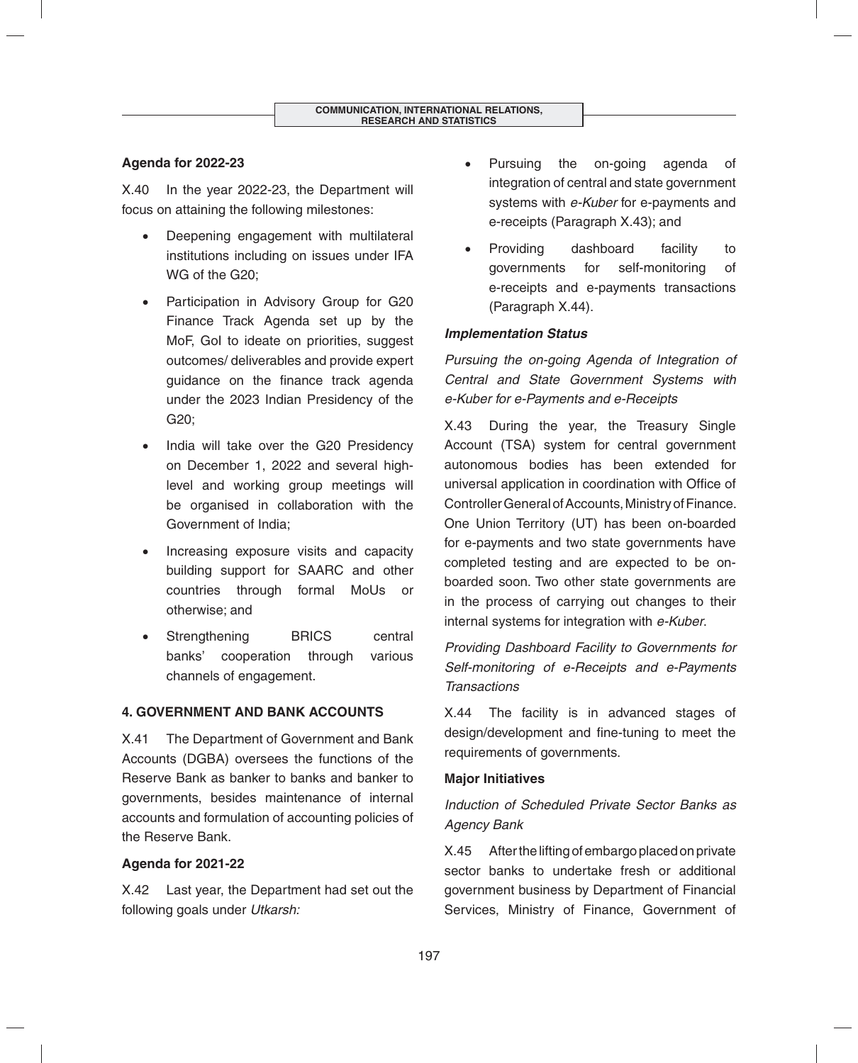### Agenda for 2022-23

X.40 In the year 2022-23, the Department will focus on attaining the following milestones:

- Deepening engagement with multilateral institutions including on issues under IFA WG of the G20;
- Participation in Advisory Group for G20 Finance Track Agenda set up by the MoF, GoI to ideate on priorities, suggest outcomes/ deliverables and provide expert guidance on the finance track agenda under the 2023 Indian Presidency of the G20;
- India will take over the G20 Presidency on December 1, 2022 and several high-level and working group meetings will be organised in collaboration with the Government of India;
- Increasing exposure visits and capacity building support for SAARC and other countries through formal MoUs or otherwise; and
- Strengthening BRICS central banks' cooperation through various channels of engagement.

## 4. GOVERNMENT AND BANK ACCOUNTS

X.41 The Department of Government and Bank Accounts (DGBA) oversees the functions of the Reserve Bank as banker to banks and banker to governments, besides maintenance of internal accounts and formulation of accounting policies of the Reserve Bank.

### Agenda for 2021-22

X.42 Last year, the Department had set out the following goals under *Utkarsh:*

- Pursuing the on-going agenda of integration of central and state government systems with *e-Kuber* for e-payments and e-receipts (Paragraph X.43); and
- Providing dashboard facility to governments for self-monitoring of e-receipts and e-payments transactions (Paragraph X.44).

#### *Implementation Status*

*Pursuing the on-going Agenda of Integration of Central and State Government Systems with e-Kuber for e-Payments and e-Receipts*

X.43 During the year, the Treasury Single Account (TSA) system for central government autonomous bodies has been extended for universal application in coordination with Office of Controller General of Accounts, Ministry of Finance. One Union Territory (UT) has been on-boarded for e-payments and two state governments have completed testing and are expected to be on-boarded soon. Two other state governments are in the process of carrying out changes to their internal systems for integration with *e-Kuber*.

*Providing Dashboard Facility to Governments for Self-monitoring of e-Receipts and e-Payments Transactions*

X.44 The facility is in advanced stages of design/development and fine-tuning to meet the requirements of governments.

### Major Initiatives

*Induction of Scheduled Private Sector Banks as Agency Bank*

X.45 After the lifting of embargo placed on private sector banks to undertake fresh or additional government business by Department of Financial Services, Ministry of Finance, Government of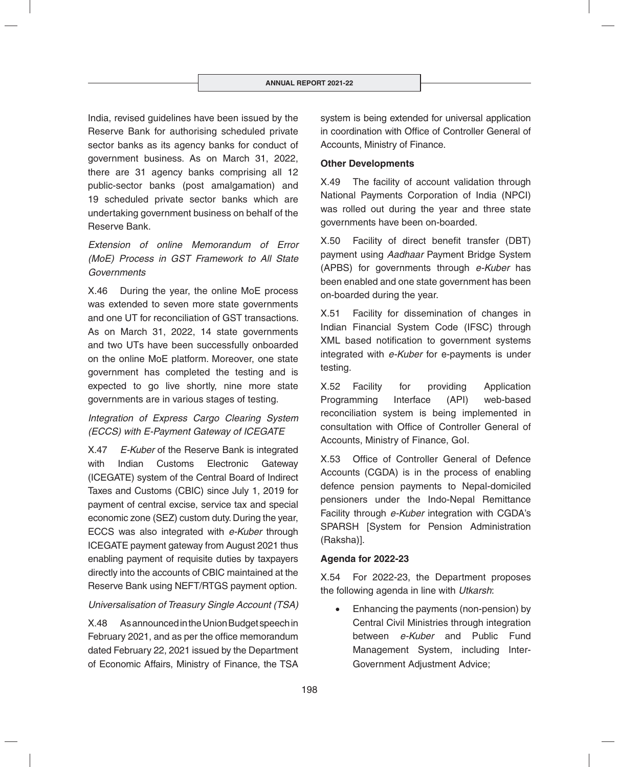India, revised guidelines have been issued by the Reserve Bank for authorising scheduled private sector banks as its agency banks for conduct of government business. As on March 31, 2022, there are 31 agency banks comprising all 12 public-sector banks (post amalgamation) and 19 scheduled private sector banks which are undertaking government business on behalf of the Reserve Bank.

*Extension of online Memorandum of Error (MoE) Process in GST Framework to All State Governments*

X.46 During the year, the online MoE process was extended to seven more state governments and one UT for reconciliation of GST transactions. As on March 31, 2022, 14 state governments and two UTs have been successfully onboarded on the online MoE platform. Moreover, one state government has completed the testing and is expected to go live shortly, nine more state governments are in various stages of testing.

*Integration of Express Cargo Clearing System (ECCS) with E-Payment Gateway of ICEGATE*

X.47 *E-Kuber* of the Reserve Bank is integrated with Indian Customs Electronic Gateway (ICEGATE) system of the Central Board of Indirect Taxes and Customs (CBIC) since July 1, 2019 for payment of central excise, service tax and special economic zone (SEZ) custom duty. During the year, ECCS was also integrated with *e-Kuber* through ICEGATE payment gateway from August 2021 thus enabling payment of requisite duties by taxpayers directly into the accounts of CBIC maintained at the Reserve Bank using NEFT/RTGS payment option.

*Universalisation of Treasury Single Account (TSA)*

X.48 As announced in the Union Budget speech in February 2021, and as per the office memorandum dated February 22, 2021 issued by the Department of Economic Affairs, Ministry of Finance, the TSA system is being extended for universal application in coordination with Office of Controller General of Accounts, Ministry of Finance.

**Other Developments**

X.49 The facility of account validation through National Payments Corporation of India (NPCI) was rolled out during the year and three state governments have been on-boarded.

X.50 Facility of direct benefit transfer (DBT) payment using *Aadhaar* Payment Bridge System (APBS) for governments through *e-Kuber* has been enabled and one state government has been on-boarded during the year.

X.51 Facility for dissemination of changes in Indian Financial System Code (IFSC) through XML based notification to government systems integrated with *e-Kuber* for e-payments is under testing.

X.52 Facility for providing Application Programming Interface (API) web-based reconciliation system is being implemented in consultation with Office of Controller General of Accounts, Ministry of Finance, GoI.

X.53 Office of Controller General of Defence Accounts (CGDA) is in the process of enabling defence pension payments to Nepal-domiciled pensioners under the Indo-Nepal Remittance Facility through *e-Kuber* integration with CGDA's SPARSH [System for Pension Administration (Raksha)].

**Agenda for 2022-23**

X.54 For 2022-23, the Department proposes the following agenda in line with *Utkarsh*:

- Enhancing the payments (non-pension) by Central Civil Ministries through integration between *e-Kuber* and Public Fund Management System, including Inter-Government Adjustment Advice;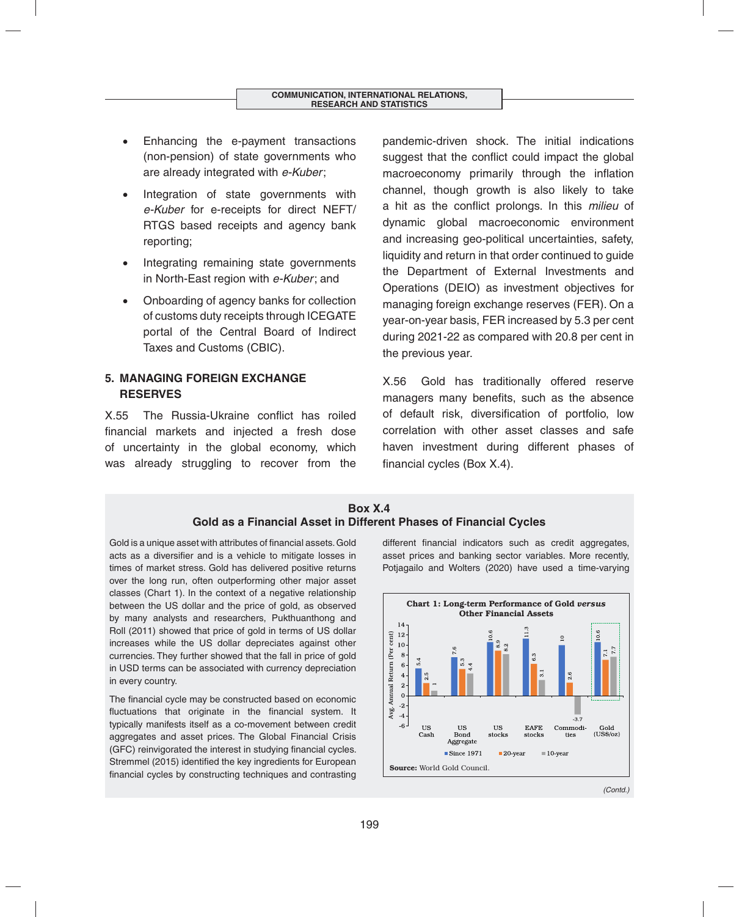- Enhancing the e-payment transactions (non-pension) of state governments who are already integrated with *e-Kuber*;
- Integration of state governments with *e-Kuber* for e-receipts for direct NEFT/RTGS based receipts and agency bank reporting;
- Integrating remaining state governments in North-East region with *e-Kuber*; and
- Onboarding of agency banks for collection of customs duty receipts through ICEGATE portal of the Central Board of Indirect Taxes and Customs (CBIC).

## 5. MANAGING FOREIGN EXCHANGE RESERVES

X.55 The Russia-Ukraine conflict has roiled financial markets and injected a fresh dose of uncertainty in the global economy, which was already struggling to recover from the pandemic-driven shock. The initial indications suggest that the conflict could impact the global macroeconomy primarily through the inflation channel, though growth is also likely to take a hit as the conflict prolongs. In this *milieu* of dynamic global macroeconomic environment and increasing geo-political uncertainties, safety, liquidity and return in that order continued to guide the Department of External Investments and Operations (DEIO) as investment objectives for managing foreign exchange reserves (FER). On a year-on-year basis, FER increased by 5.3 per cent during 2021-22 as compared with 20.8 per cent in the previous year.

X.56 Gold has traditionally offered reserve managers many benefits, such as the absence of default risk, diversification of portfolio, low correlation with other asset classes and safe haven investment during different phases of financial cycles (Box X.4).

### Box X.4
### Gold as a Financial Asset in Different Phases of Financial Cycles

Gold is a unique asset with attributes of financial assets. Gold acts as a diversifier and is a vehicle to mitigate losses in times of market stress. Gold has delivered positive returns over the long run, often outperforming other major asset classes (Chart 1). In the context of a negative relationship between the US dollar and the price of gold, as observed by many analysts and researchers, Pukthuanthong and Roll (2011) showed that price of gold in terms of US dollar increases while the US dollar depreciates against other currencies. They further showed that the fall in price of gold in USD terms can be associated with currency depreciation in every country.

The financial cycle may be constructed based on economic fluctuations that originate in the financial system. It typically manifests itself as a co-movement between credit aggregates and asset prices. The Global Financial Crisis (GFC) reinvigorated the interest in studying financial cycles. Stremmel (2015) identified the key ingredients for European financial cycles by constructing techniques and contrasting different financial indicators such as credit aggregates, asset prices and banking sector variables. More recently, Potjagailo and Wolters (2020) have used a time-varying

**Chart 1: Long-term Performance of Gold *versus* Other Financial Assets**

Avg. Annual Return (Per cent)

US Cash: 5.4, 2.5, 1
US Bond Aggregate: 7.6, 5.3, 4.4
US stocks: 10.6, 8.9, 8.2
EAFE stocks: 11.3, 6.3, 3.1
Commodities: 10, 2.6, -3.7
Gold (US$/oz): 10.6, 7.1, 7.7

■ Since 1971 ■ 20-year ■ 10-year

**Source:** World Gold Council.

*(Contd.)*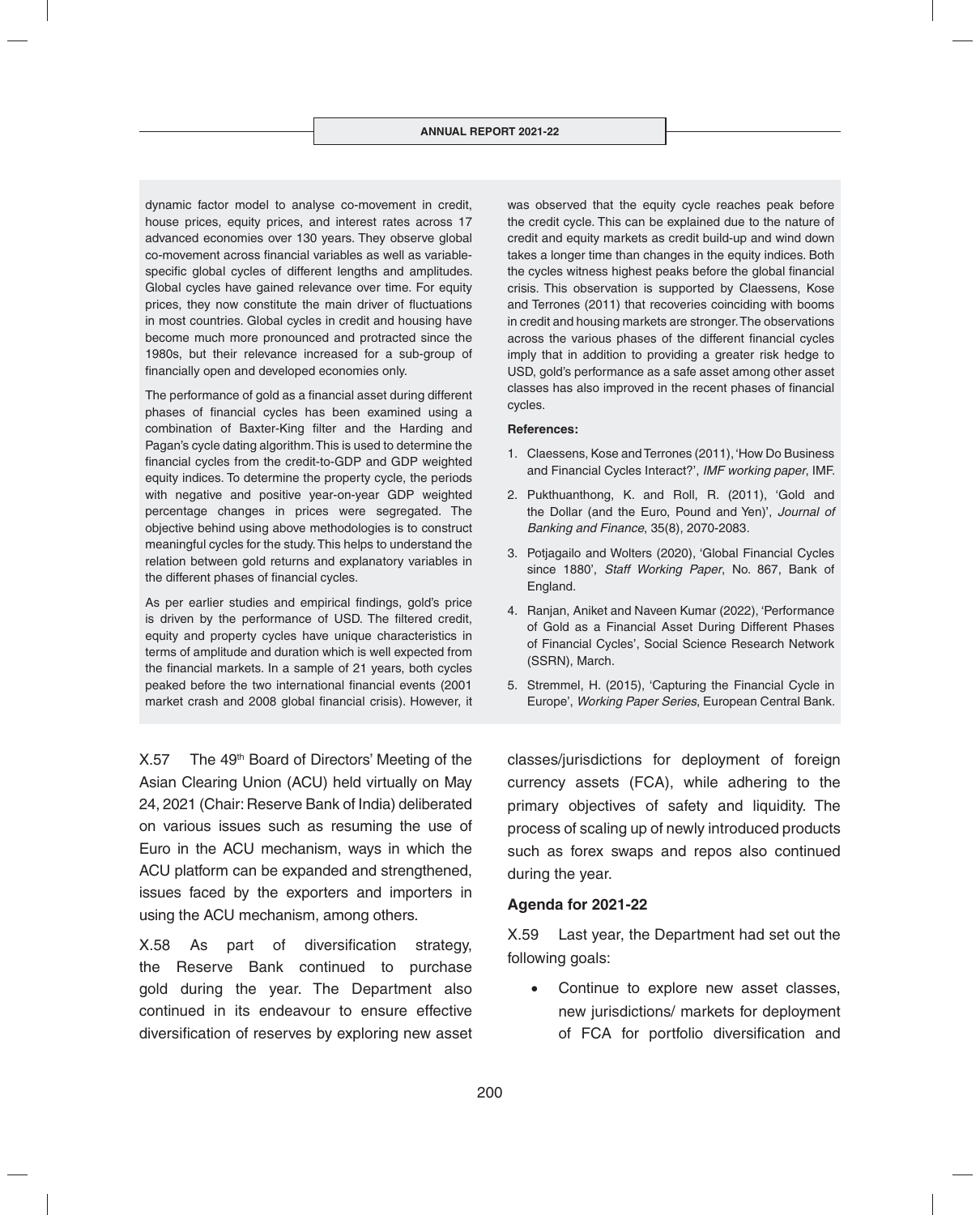dynamic factor model to analyse co-movement in credit, house prices, equity prices, and interest rates across 17 advanced economies over 130 years. They observe global co-movement across financial variables as well as variable-specific global cycles of different lengths and amplitudes. Global cycles have gained relevance over time. For equity prices, they now constitute the main driver of fluctuations in most countries. Global cycles in credit and housing have become much more pronounced and protracted since the 1980s, but their relevance increased for a sub-group of financially open and developed economies only.

The performance of gold as a financial asset during different phases of financial cycles has been examined using a combination of Baxter-King filter and the Harding and Pagan's cycle dating algorithm. This is used to determine the financial cycles from the credit-to-GDP and GDP weighted equity indices. To determine the property cycle, the periods with negative and positive year-on-year GDP weighted percentage changes in prices were segregated. The objective behind using above methodologies is to construct meaningful cycles for the study. This helps to understand the relation between gold returns and explanatory variables in the different phases of financial cycles.

As per earlier studies and empirical findings, gold's price is driven by the performance of USD. The filtered credit, equity and property cycles have unique characteristics in terms of amplitude and duration which is well expected from the financial markets. In a sample of 21 years, both cycles peaked before the two international financial events (2001 market crash and 2008 global financial crisis). However, it was observed that the equity cycle reaches peak before the credit cycle. This can be explained due to the nature of credit and equity markets as credit build-up and wind down takes a longer time than changes in the equity indices. Both the cycles witness highest peaks before the global financial crisis. This observation is supported by Claessens, Kose and Terrones (2011) that recoveries coinciding with booms in credit and housing markets are stronger. The observations across the various phases of the different financial cycles imply that in addition to providing a greater risk hedge to USD, gold's performance as a safe asset among other asset classes has also improved in the recent phases of financial cycles.

**References:**

1. Claessens, Kose and Terrones (2011), 'How Do Business and Financial Cycles Interact?', *IMF working paper*, IMF.
2. Pukthuanthong, K. and Roll, R. (2011), 'Gold and the Dollar (and the Euro, Pound and Yen)', *Journal of Banking and Finance*, 35(8), 2070-2083.
3. Potjagailo and Wolters (2020), 'Global Financial Cycles since 1880', *Staff Working Paper*, No. 867, Bank of England.
4. Ranjan, Aniket and Naveen Kumar (2022), 'Performance of Gold as a Financial Asset During Different Phases of Financial Cycles', Social Science Research Network (SSRN), March.
5. Stremmel, H. (2015), 'Capturing the Financial Cycle in Europe', *Working Paper Series*, European Central Bank.

X.57 The 49th Board of Directors' Meeting of the Asian Clearing Union (ACU) held virtually on May 24, 2021 (Chair: Reserve Bank of India) deliberated on various issues such as resuming the use of Euro in the ACU mechanism, ways in which the ACU platform can be expanded and strengthened, issues faced by the exporters and importers in using the ACU mechanism, among others.

X.58 As part of diversification strategy, the Reserve Bank continued to purchase gold during the year. The Department also continued in its endeavour to ensure effective diversification of reserves by exploring new asset classes/jurisdictions for deployment of foreign currency assets (FCA), while adhering to the primary objectives of safety and liquidity. The process of scaling up of newly introduced products such as forex swaps and repos also continued during the year.

**Agenda for 2021-22**

X.59 Last year, the Department had set out the following goals:

- Continue to explore new asset classes, new jurisdictions/ markets for deployment of FCA for portfolio diversification and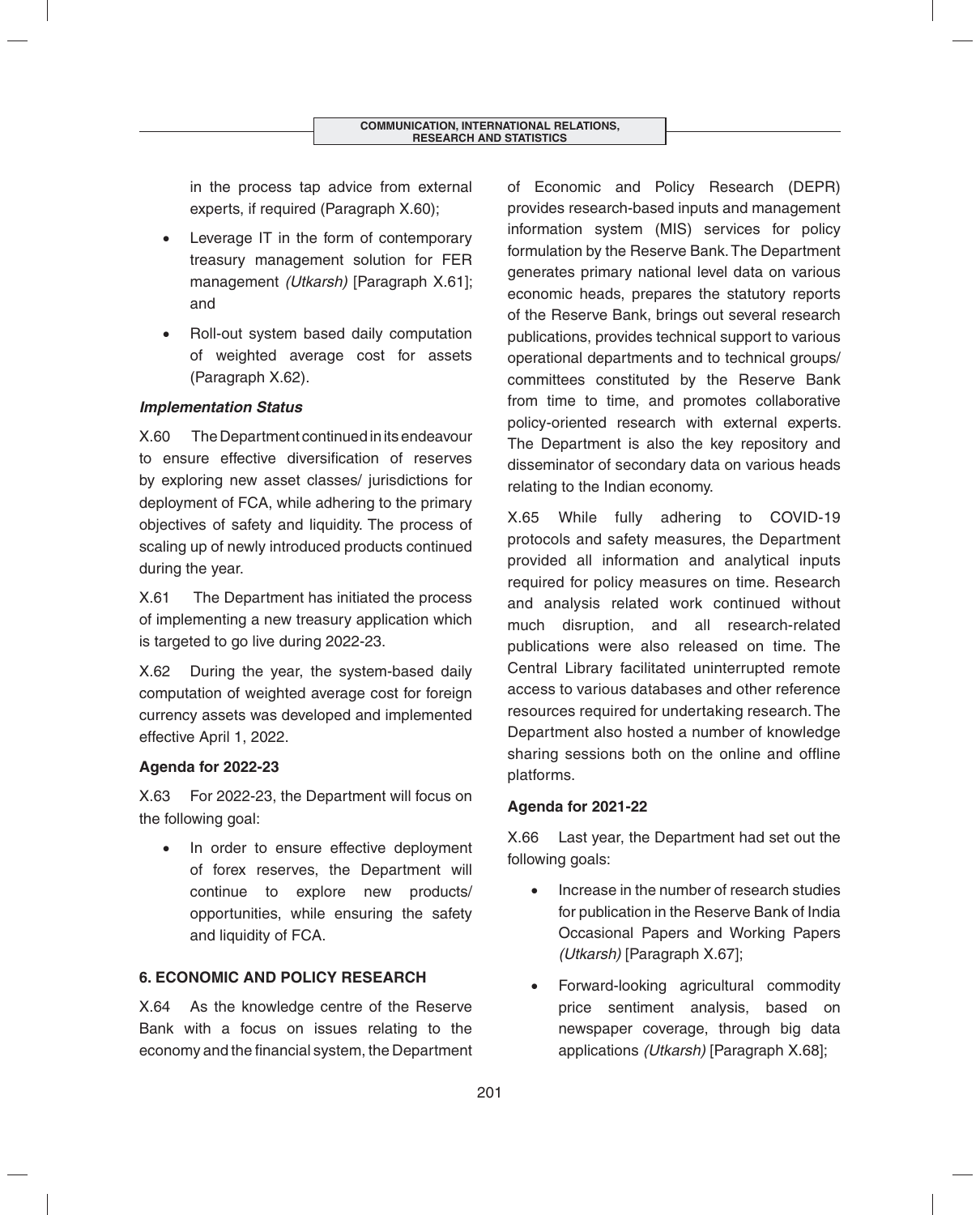in the process tap advice from external experts, if required (Paragraph X.60);

- Leverage IT in the form of contemporary treasury management solution for FER management *(Utkarsh)* [Paragraph X.61]; and
- Roll-out system based daily computation of weighted average cost for assets (Paragraph X.62).

### *Implementation Status*

X.60 The Department continued in its endeavour to ensure effective diversification of reserves by exploring new asset classes/ jurisdictions for deployment of FCA, while adhering to the primary objectives of safety and liquidity. The process of scaling up of newly introduced products continued during the year.

X.61 The Department has initiated the process of implementing a new treasury application which is targeted to go live during 2022-23.

X.62 During the year, the system-based daily computation of weighted average cost for foreign currency assets was developed and implemented effective April 1, 2022.

### Agenda for 2022-23

X.63 For 2022-23, the Department will focus on the following goal:

- In order to ensure effective deployment of forex reserves, the Department will continue to explore new products/ opportunities, while ensuring the safety and liquidity of FCA.

## 6. ECONOMIC AND POLICY RESEARCH

X.64 As the knowledge centre of the Reserve Bank with a focus on issues relating to the economy and the financial system, the Department of Economic and Policy Research (DEPR) provides research-based inputs and management information system (MIS) services for policy formulation by the Reserve Bank. The Department generates primary national level data on various economic heads, prepares the statutory reports of the Reserve Bank, brings out several research publications, provides technical support to various operational departments and to technical groups/ committees constituted by the Reserve Bank from time to time, and promotes collaborative policy-oriented research with external experts. The Department is also the key repository and disseminator of secondary data on various heads relating to the Indian economy.

X.65 While fully adhering to COVID-19 protocols and safety measures, the Department provided all information and analytical inputs required for policy measures on time. Research and analysis related work continued without much disruption, and all research-related publications were also released on time. The Central Library facilitated uninterrupted remote access to various databases and other reference resources required for undertaking research. The Department also hosted a number of knowledge sharing sessions both on the online and offline platforms.

### Agenda for 2021-22

X.66 Last year, the Department had set out the following goals:

- Increase in the number of research studies for publication in the Reserve Bank of India Occasional Papers and Working Papers *(Utkarsh)* [Paragraph X.67];
- Forward-looking agricultural commodity price sentiment analysis, based on newspaper coverage, through big data applications *(Utkarsh)* [Paragraph X.68];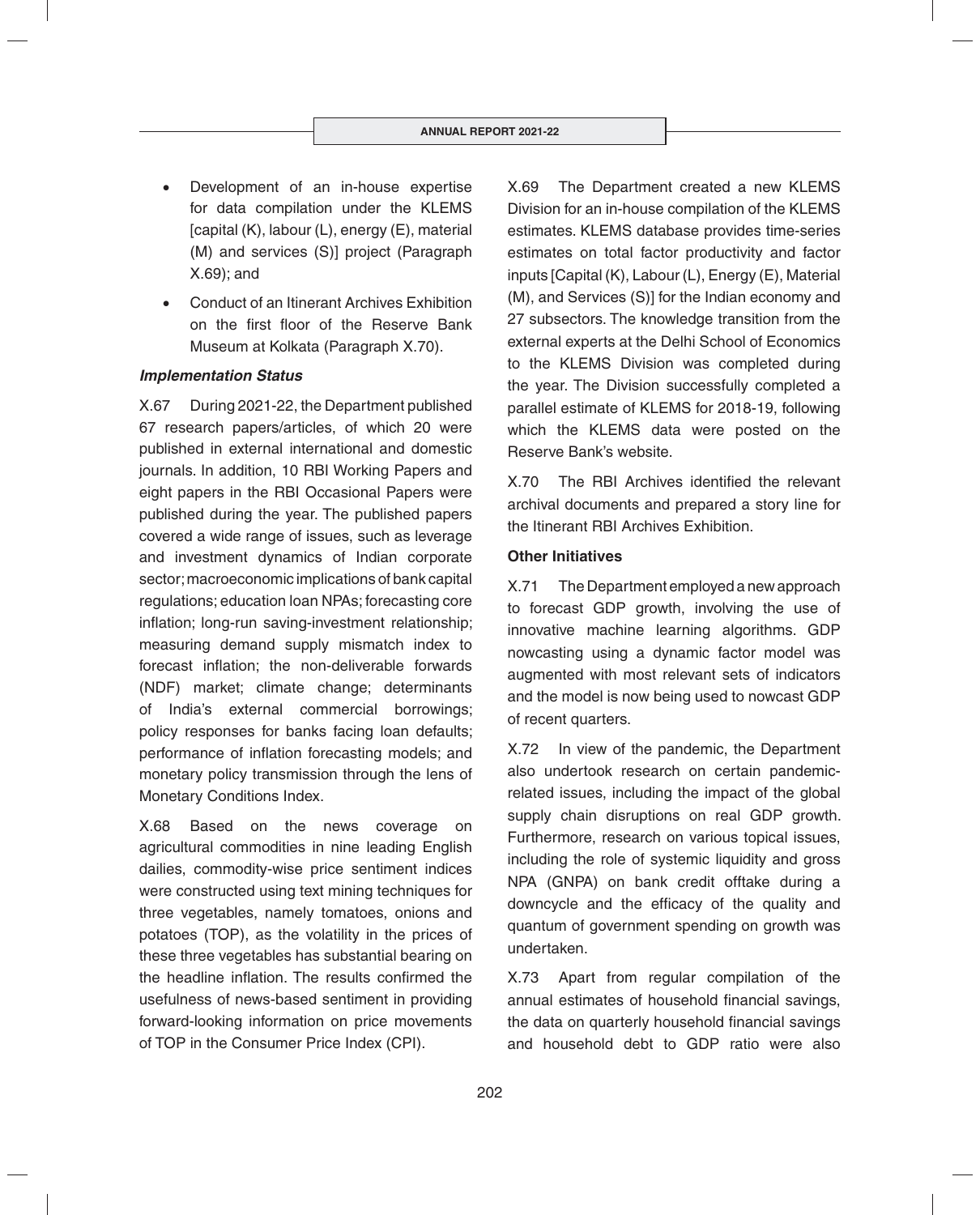- Development of an in-house expertise for data compilation under the KLEMS [capital (K), labour (L), energy (E), material (M) and services (S)] project (Paragraph X.69); and
- Conduct of an Itinerant Archives Exhibition on the first floor of the Reserve Bank Museum at Kolkata (Paragraph X.70).

***Implementation Status***

X.67 During 2021-22, the Department published 67 research papers/articles, of which 20 were published in external international and domestic journals. In addition, 10 RBI Working Papers and eight papers in the RBI Occasional Papers were published during the year. The published papers covered a wide range of issues, such as leverage and investment dynamics of Indian corporate sector; macroeconomic implications of bank capital regulations; education loan NPAs; forecasting core inflation; long-run saving-investment relationship; measuring demand supply mismatch index to forecast inflation; the non-deliverable forwards (NDF) market; climate change; determinants of India's external commercial borrowings; policy responses for banks facing loan defaults; performance of inflation forecasting models; and monetary policy transmission through the lens of Monetary Conditions Index.

X.68 Based on the news coverage on agricultural commodities in nine leading English dailies, commodity-wise price sentiment indices were constructed using text mining techniques for three vegetables, namely tomatoes, onions and potatoes (TOP), as the volatility in the prices of these three vegetables has substantial bearing on the headline inflation. The results confirmed the usefulness of news-based sentiment in providing forward-looking information on price movements of TOP in the Consumer Price Index (CPI).

X.69 The Department created a new KLEMS Division for an in-house compilation of the KLEMS estimates. KLEMS database provides time-series estimates on total factor productivity and factor inputs [Capital (K), Labour (L), Energy (E), Material (M), and Services (S)] for the Indian economy and 27 subsectors. The knowledge transition from the external experts at the Delhi School of Economics to the KLEMS Division was completed during the year. The Division successfully completed a parallel estimate of KLEMS for 2018-19, following which the KLEMS data were posted on the Reserve Bank's website.

X.70 The RBI Archives identified the relevant archival documents and prepared a story line for the Itinerant RBI Archives Exhibition.

**Other Initiatives**

X.71 The Department employed a new approach to forecast GDP growth, involving the use of innovative machine learning algorithms. GDP nowcasting using a dynamic factor model was augmented with most relevant sets of indicators and the model is now being used to nowcast GDP of recent quarters.

X.72 In view of the pandemic, the Department also undertook research on certain pandemic-related issues, including the impact of the global supply chain disruptions on real GDP growth. Furthermore, research on various topical issues, including the role of systemic liquidity and gross NPA (GNPA) on bank credit offtake during a downcycle and the efficacy of the quality and quantum of government spending on growth was undertaken.

X.73 Apart from regular compilation of the annual estimates of household financial savings, the data on quarterly household financial savings and household debt to GDP ratio were also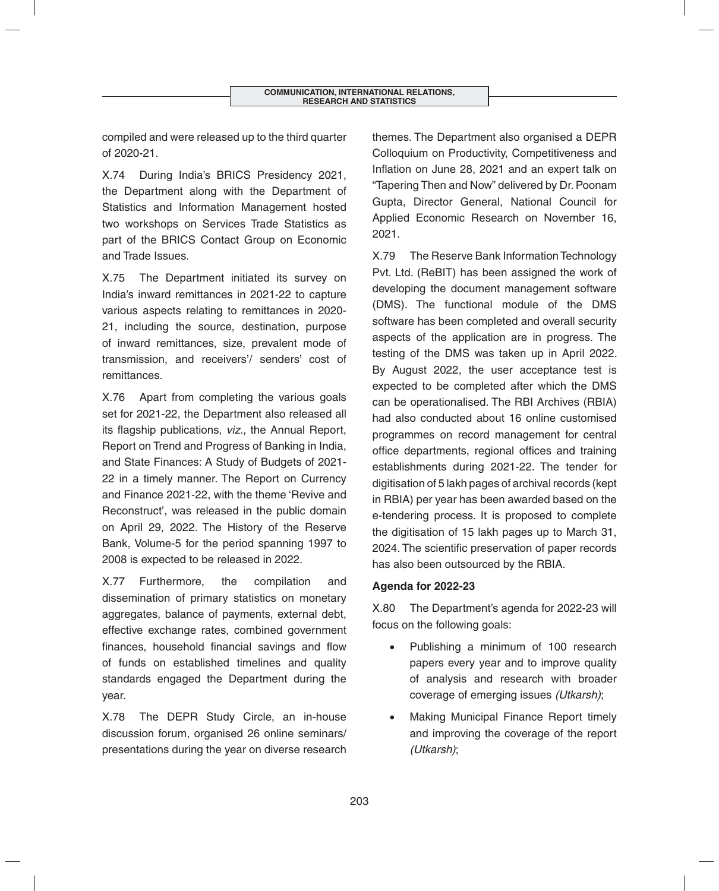compiled and were released up to the third quarter of 2020-21.

X.74 During India's BRICS Presidency 2021, the Department along with the Department of Statistics and Information Management hosted two workshops on Services Trade Statistics as part of the BRICS Contact Group on Economic and Trade Issues.

X.75 The Department initiated its survey on India's inward remittances in 2021-22 to capture various aspects relating to remittances in 2020-21, including the source, destination, purpose of inward remittances, size, prevalent mode of transmission, and receivers'/ senders' cost of remittances.

X.76 Apart from completing the various goals set for 2021-22, the Department also released all its flagship publications, *viz.,* the Annual Report, Report on Trend and Progress of Banking in India, and State Finances: A Study of Budgets of 2021-22 in a timely manner. The Report on Currency and Finance 2021-22, with the theme 'Revive and Reconstruct', was released in the public domain on April 29, 2022. The History of the Reserve Bank, Volume-5 for the period spanning 1997 to 2008 is expected to be released in 2022.

X.77 Furthermore, the compilation and dissemination of primary statistics on monetary aggregates, balance of payments, external debt, effective exchange rates, combined government finances, household financial savings and flow of funds on established timelines and quality standards engaged the Department during the year.

X.78 The DEPR Study Circle, an in-house discussion forum, organised 26 online seminars/ presentations during the year on diverse research themes. The Department also organised a DEPR Colloquium on Productivity, Competitiveness and Inflation on June 28, 2021 and an expert talk on "Tapering Then and Now" delivered by Dr. Poonam Gupta, Director General, National Council for Applied Economic Research on November 16, 2021.

X.79 The Reserve Bank Information Technology Pvt. Ltd. (ReBIT) has been assigned the work of developing the document management software (DMS). The functional module of the DMS software has been completed and overall security aspects of the application are in progress. The testing of the DMS was taken up in April 2022. By August 2022, the user acceptance test is expected to be completed after which the DMS can be operationalised. The RBI Archives (RBIA) had also conducted about 16 online customised programmes on record management for central office departments, regional offices and training establishments during 2021-22. The tender for digitisation of 5 lakh pages of archival records (kept in RBIA) per year has been awarded based on the e-tendering process. It is proposed to complete the digitisation of 15 lakh pages up to March 31, 2024. The scientific preservation of paper records has also been outsourced by the RBIA.

**Agenda for 2022-23**

X.80 The Department's agenda for 2022-23 will focus on the following goals:

- Publishing a minimum of 100 research papers every year and to improve quality of analysis and research with broader coverage of emerging issues *(Utkarsh)*;
- Making Municipal Finance Report timely and improving the coverage of the report *(Utkarsh)*;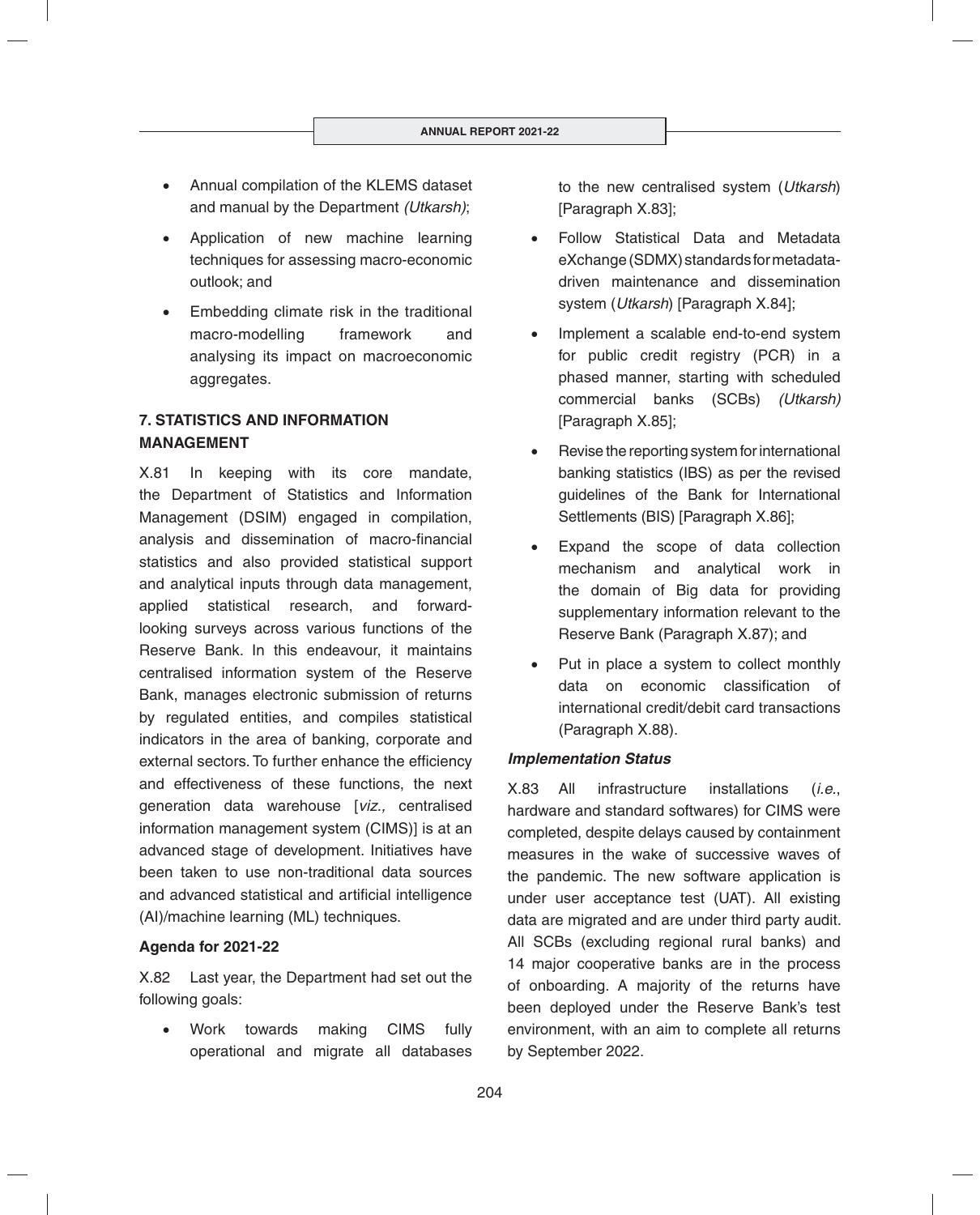- Annual compilation of the KLEMS dataset and manual by the Department *(Utkarsh)*;
- Application of new machine learning techniques for assessing macro-economic outlook; and
- Embedding climate risk in the traditional macro-modelling framework and analysing its impact on macroeconomic aggregates.

## 7. STATISTICS AND INFORMATION MANAGEMENT

X.81 In keeping with its core mandate, the Department of Statistics and Information Management (DSIM) engaged in compilation, analysis and dissemination of macro-financial statistics and also provided statistical support and analytical inputs through data management, applied statistical research, and forward-looking surveys across various functions of the Reserve Bank. In this endeavour, it maintains centralised information system of the Reserve Bank, manages electronic submission of returns by regulated entities, and compiles statistical indicators in the area of banking, corporate and external sectors. To further enhance the efficiency and effectiveness of these functions, the next generation data warehouse [*viz.,* centralised information management system (CIMS)] is at an advanced stage of development. Initiatives have been taken to use non-traditional data sources and advanced statistical and artificial intelligence (AI)/machine learning (ML) techniques.

### Agenda for 2021-22

X.82 Last year, the Department had set out the following goals:

- Work towards making CIMS fully operational and migrate all databases to the new centralised system (*Utkarsh*) [Paragraph X.83];
- Follow Statistical Data and Metadata eXchange (SDMX) standards for metadata-driven maintenance and dissemination system (*Utkarsh*) [Paragraph X.84];
- Implement a scalable end-to-end system for public credit registry (PCR) in a phased manner, starting with scheduled commercial banks (SCBs) *(Utkarsh)* [Paragraph X.85];
- Revise the reporting system for international banking statistics (IBS) as per the revised guidelines of the Bank for International Settlements (BIS) [Paragraph X.86];
- Expand the scope of data collection mechanism and analytical work in the domain of Big data for providing supplementary information relevant to the Reserve Bank (Paragraph X.87); and
- Put in place a system to collect monthly data on economic classification of international credit/debit card transactions (Paragraph X.88).

### *Implementation Status*

X.83 All infrastructure installations (*i.e.*, hardware and standard softwares) for CIMS were completed, despite delays caused by containment measures in the wake of successive waves of the pandemic. The new software application is under user acceptance test (UAT). All existing data are migrated and are under third party audit. All SCBs (excluding regional rural banks) and 14 major cooperative banks are in the process of onboarding. A majority of the returns have been deployed under the Reserve Bank's test environment, with an aim to complete all returns by September 2022.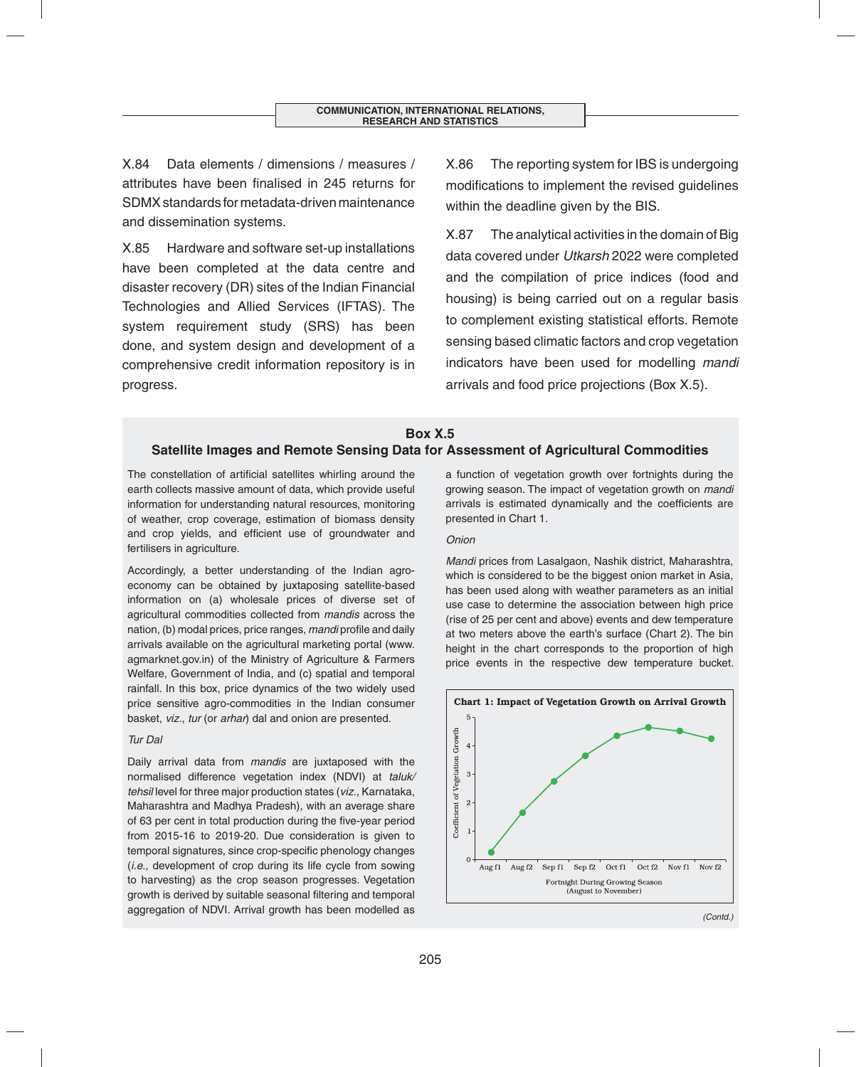X.84 Data elements / dimensions / measures / attributes have been finalised in 245 returns for SDMX standards for metadata-driven maintenance and dissemination systems.

X.85 Hardware and software set-up installations have been completed at the data centre and disaster recovery (DR) sites of the Indian Financial Technologies and Allied Services (IFTAS). The system requirement study (SRS) has been done, and system design and development of a comprehensive credit information repository is in progress.

X.86 The reporting system for IBS is undergoing modifications to implement the revised guidelines within the deadline given by the BIS.

X.87 The analytical activities in the domain of Big data covered under *Utkarsh* 2022 were completed and the compilation of price indices (food and housing) is being carried out on a regular basis to complement existing statistical efforts. Remote sensing based climatic factors and crop vegetation indicators have been used for modelling *mandi* arrivals and food price projections (Box X.5).

**Box X.5**

**Satellite Images and Remote Sensing Data for Assessment of Agricultural Commodities**

The constellation of artificial satellites whirling around the earth collects massive amount of data, which provide useful information for understanding natural resources, monitoring of weather, crop coverage, estimation of biomass density and crop yields, and efficient use of groundwater and fertilisers in agriculture.

Accordingly, a better understanding of the Indian agro-economy can be obtained by juxtaposing satellite-based information on (a) wholesale prices of diverse set of agricultural commodities collected from *mandis* across the nation, (b) modal prices, price ranges, *mandi* profile and daily arrivals available on the agricultural marketing portal (www.agmarknet.gov.in) of the Ministry of Agriculture & Farmers Welfare, Government of India, and (c) spatial and temporal rainfall. In this box, price dynamics of the two widely used price sensitive agro-commodities in the Indian consumer basket, *viz*., *tur* (or *arhar*) dal and onion are presented.

*Tur Dal*

Daily arrival data from *mandis* are juxtaposed with the normalised difference vegetation index (NDVI) at *taluk/tehsil* level for three major production states (*viz*., Karnataka, Maharashtra and Madhya Pradesh), with an average share of 63 per cent in total production during the five-year period from 2015-16 to 2019-20. Due consideration is given to temporal signatures, since crop-specific phenology changes (*i.e.,* development of crop during its life cycle from sowing to harvesting) as the crop season progresses. Vegetation growth is derived by suitable seasonal filtering and temporal aggregation of NDVI. Arrival growth has been modelled as a function of vegetation growth over fortnights during the growing season. The impact of vegetation growth on *mandi* arrivals is estimated dynamically and the coefficients are presented in Chart 1.

*Onion*

*Mandi* prices from Lasalgaon, Nashik district, Maharashtra, which is considered to be the biggest onion market in Asia, has been used along with weather parameters as an initial use case to determine the association between high price (rise of 25 per cent and above) events and dew temperature at two meters above the earth's surface (Chart 2). The bin height in the chart corresponds to the proportion of high price events in the respective dew temperature bucket.

**Chart 1: Impact of Vegetation Growth on Arrival Growth**

| Fortnight During Growing Season (August to November) | Coefficient of Vegetation Growth (approx.) |
|---|---|
| Aug f1 | 0.3 |
| Aug f2 | 1.7 |
| Sep f1 | 2.8 |
| Sep f2 | 3.7 |
| Oct f1 | 4.4 |
| Oct f2 | 4.7 |
| Nov f1 | 4.6 |
| Nov f2 | 4.3 |

*(Contd.)*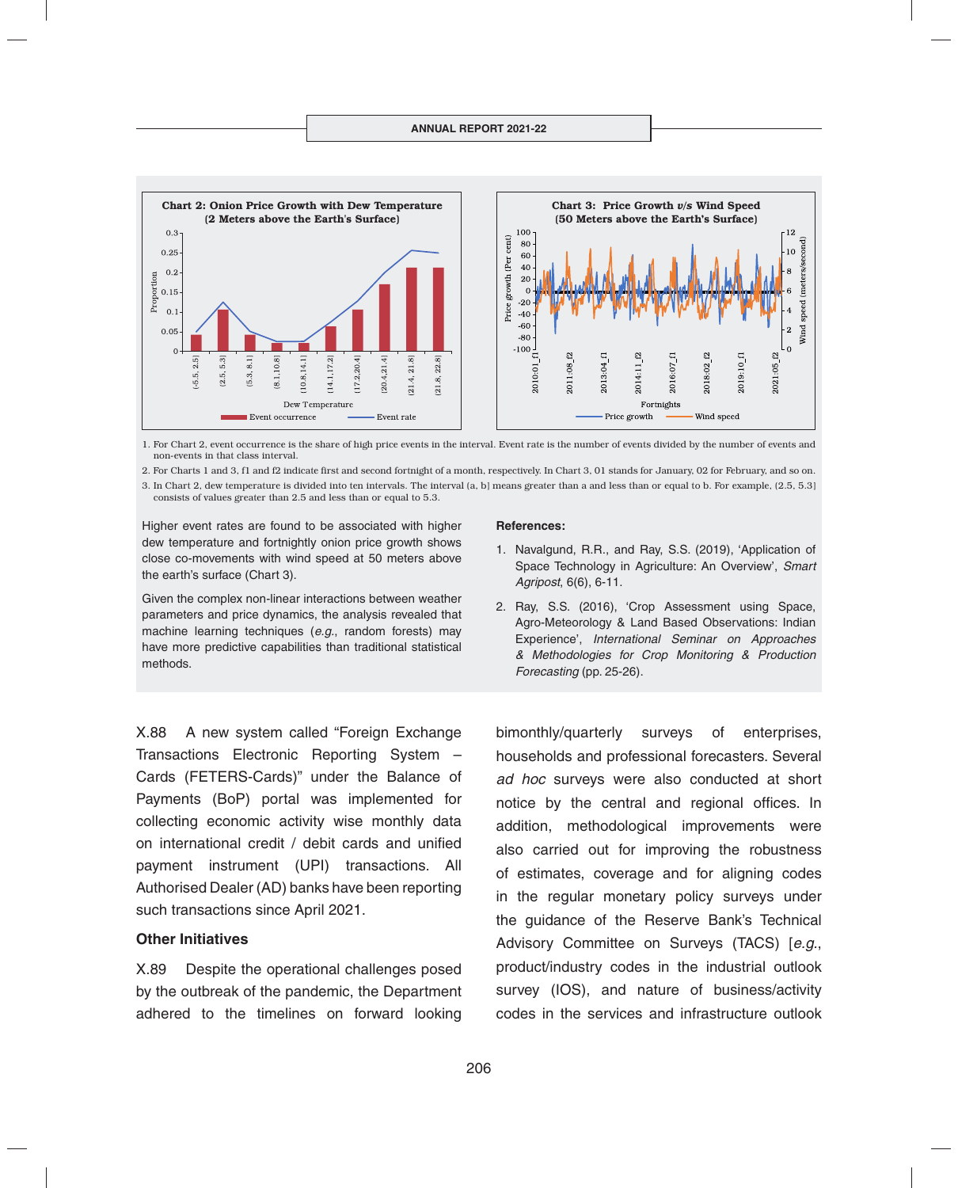**Chart 2: Onion Price Growth with Dew Temperature (2 Meters above the Earth's Surface)**

Proportion

0.3
0.25
0.2
0.15
0.1
0.05
0

(-5.5, 2.5] (2.5, 5.3] (5.3, 8.1] (8.1,10.8] (10.8,14.1] (14.1,17.2] (17.2,20.4] (20.4,21.4] (21.4, 21.8] (21.8, 22.8]

Dew Temperature

Event occurrence — Event rate

**Chart 3: Price Growth *v/s* Wind Speed (50 Meters above the Earth's Surface)**

Price growth (Per cent)

100
80
60
40
20
0
-20
-40
-60
-80
-100

Wind speed (meters/second)

12
10
8
6
4
2
0

2010:01_f1 2011:08_f2 2013:04_f1 2014:11_f2 2016:07_f1 2018:02_f2 2019:10_f1 2021:05_f2

Fortnights

Price growth — Wind speed

1. For Chart 2, event occurrence is the share of high price events in the interval. Event rate is the number of events divided by the number of events and non-events in that class interval.
2. For Charts 1 and 3, f1 and f2 indicate first and second fortnight of a month, respectively. In Chart 3, 01 stands for January, 02 for February, and so on.
3. In Chart 2, dew temperature is divided into ten intervals. The interval (a, b] means greater than a and less than or equal to b. For example, (2.5, 5.3] consists of values greater than 2.5 and less than or equal to 5.3.

Higher event rates are found to be associated with higher dew temperature and fortnightly onion price growth shows close co-movements with wind speed at 50 meters above the earth's surface (Chart 3).

Given the complex non-linear interactions between weather parameters and price dynamics, the analysis revealed that machine learning techniques (*e.g.*, random forests) may have more predictive capabilities than traditional statistical methods.

**References:**

1. Navalgund, R.R., and Ray, S.S. (2019), 'Application of Space Technology in Agriculture: An Overview', *Smart Agripost*, 6(6), 6-11.
2. Ray, S.S. (2016), 'Crop Assessment using Space, Agro-Meteorology & Land Based Observations: Indian Experience', *International Seminar on Approaches & Methodologies for Crop Monitoring & Production Forecasting* (pp. 25-26).

X.88 A new system called "Foreign Exchange Transactions Electronic Reporting System – Cards (FETERS-Cards)" under the Balance of Payments (BoP) portal was implemented for collecting economic activity wise monthly data on international credit / debit cards and unified payment instrument (UPI) transactions. All Authorised Dealer (AD) banks have been reporting such transactions since April 2021.

**Other Initiatives**

X.89 Despite the operational challenges posed by the outbreak of the pandemic, the Department adhered to the timelines on forward looking bimonthly/quarterly surveys of enterprises, households and professional forecasters. Several *ad hoc* surveys were also conducted at short notice by the central and regional offices. In addition, methodological improvements were also carried out for improving the robustness of estimates, coverage and for aligning codes in the regular monetary policy surveys under the guidance of the Reserve Bank's Technical Advisory Committee on Surveys (TACS) [*e.g.*, product/industry codes in the industrial outlook survey (IOS), and nature of business/activity codes in the services and infrastructure outlook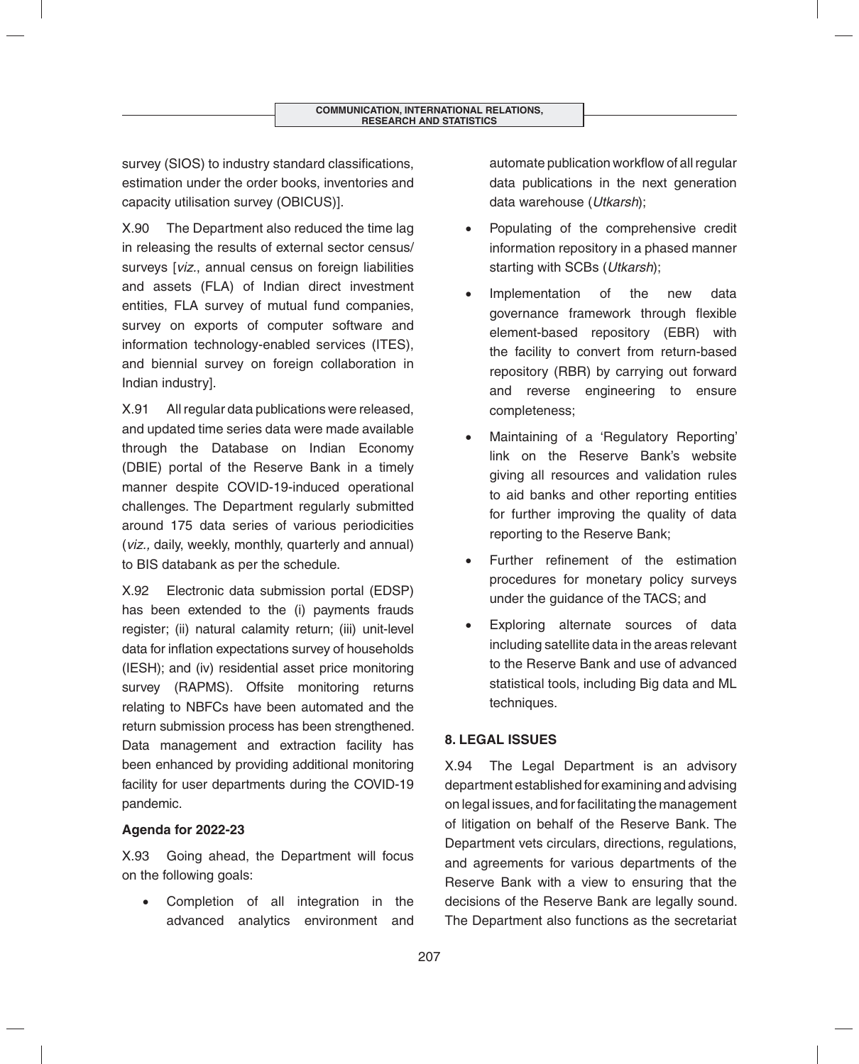survey (SIOS) to industry standard classifications, estimation under the order books, inventories and capacity utilisation survey (OBICUS)].

X.90 The Department also reduced the time lag in releasing the results of external sector census/ surveys [*viz.*, annual census on foreign liabilities and assets (FLA) of Indian direct investment entities, FLA survey of mutual fund companies, survey on exports of computer software and information technology-enabled services (ITES), and biennial survey on foreign collaboration in Indian industry].

X.91 All regular data publications were released, and updated time series data were made available through the Database on Indian Economy (DBIE) portal of the Reserve Bank in a timely manner despite COVID-19-induced operational challenges. The Department regularly submitted around 175 data series of various periodicities (*viz.,* daily, weekly, monthly, quarterly and annual) to BIS databank as per the schedule.

X.92 Electronic data submission portal (EDSP) has been extended to the (i) payments frauds register; (ii) natural calamity return; (iii) unit-level data for inflation expectations survey of households (IESH); and (iv) residential asset price monitoring survey (RAPMS). Offsite monitoring returns relating to NBFCs have been automated and the return submission process has been strengthened. Data management and extraction facility has been enhanced by providing additional monitoring facility for user departments during the COVID-19 pandemic.

**Agenda for 2022-23**

X.93 Going ahead, the Department will focus on the following goals:

- Completion of all integration in the advanced analytics environment and automate publication workflow of all regular data publications in the next generation data warehouse (*Utkarsh*);
- Populating of the comprehensive credit information repository in a phased manner starting with SCBs (*Utkarsh*);
- Implementation of the new data governance framework through flexible element-based repository (EBR) with the facility to convert from return-based repository (RBR) by carrying out forward and reverse engineering to ensure completeness;
- Maintaining of a 'Regulatory Reporting' link on the Reserve Bank's website giving all resources and validation rules to aid banks and other reporting entities for further improving the quality of data reporting to the Reserve Bank;
- Further refinement of the estimation procedures for monetary policy surveys under the guidance of the TACS; and
- Exploring alternate sources of data including satellite data in the areas relevant to the Reserve Bank and use of advanced statistical tools, including Big data and ML techniques.

## 8. LEGAL ISSUES

X.94 The Legal Department is an advisory department established for examining and advising on legal issues, and for facilitating the management of litigation on behalf of the Reserve Bank. The Department vets circulars, directions, regulations, and agreements for various departments of the Reserve Bank with a view to ensuring that the decisions of the Reserve Bank are legally sound. The Department also functions as the secretariat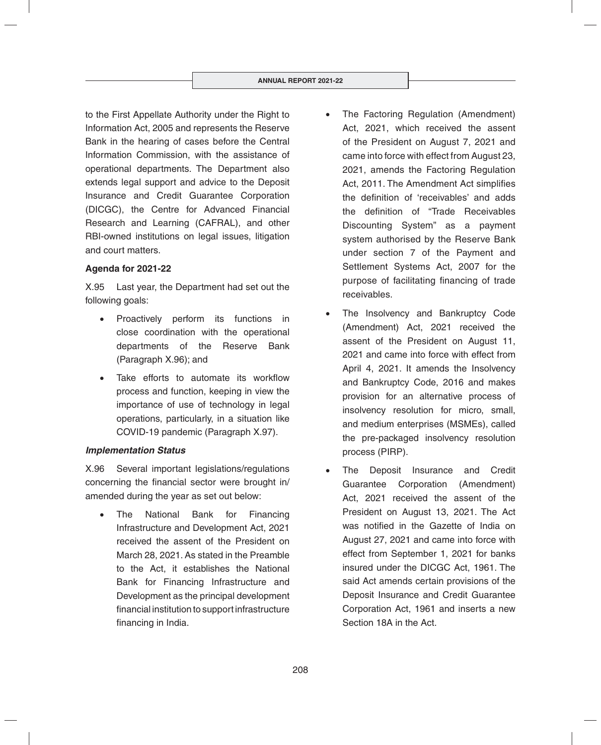to the First Appellate Authority under the Right to Information Act, 2005 and represents the Reserve Bank in the hearing of cases before the Central Information Commission, with the assistance of operational departments. The Department also extends legal support and advice to the Deposit Insurance and Credit Guarantee Corporation (DICGC), the Centre for Advanced Financial Research and Learning (CAFRAL), and other RBI-owned institutions on legal issues, litigation and court matters.

**Agenda for 2021-22**

X.95 Last year, the Department had set out the following goals:

- Proactively perform its functions in close coordination with the operational departments of the Reserve Bank (Paragraph X.96); and
- Take efforts to automate its workflow process and function, keeping in view the importance of use of technology in legal operations, particularly, in a situation like COVID-19 pandemic (Paragraph X.97).

***Implementation Status***

X.96 Several important legislations/regulations concerning the financial sector were brought in/amended during the year as set out below:

- The National Bank for Financing Infrastructure and Development Act, 2021 received the assent of the President on March 28, 2021. As stated in the Preamble to the Act, it establishes the National Bank for Financing Infrastructure and Development as the principal development financial institution to support infrastructure financing in India.
- The Factoring Regulation (Amendment) Act, 2021, which received the assent of the President on August 7, 2021 and came into force with effect from August 23, 2021, amends the Factoring Regulation Act, 2011. The Amendment Act simplifies the definition of 'receivables' and adds the definition of "Trade Receivables Discounting System" as a payment system authorised by the Reserve Bank under section 7 of the Payment and Settlement Systems Act, 2007 for the purpose of facilitating financing of trade receivables.
- The Insolvency and Bankruptcy Code (Amendment) Act, 2021 received the assent of the President on August 11, 2021 and came into force with effect from April 4, 2021. It amends the Insolvency and Bankruptcy Code, 2016 and makes provision for an alternative process of insolvency resolution for micro, small, and medium enterprises (MSMEs), called the pre-packaged insolvency resolution process (PIRP).
- The Deposit Insurance and Credit Guarantee Corporation (Amendment) Act, 2021 received the assent of the President on August 13, 2021. The Act was notified in the Gazette of India on August 27, 2021 and came into force with effect from September 1, 2021 for banks insured under the DICGC Act, 1961. The said Act amends certain provisions of the Deposit Insurance and Credit Guarantee Corporation Act, 1961 and inserts a new Section 18A in the Act.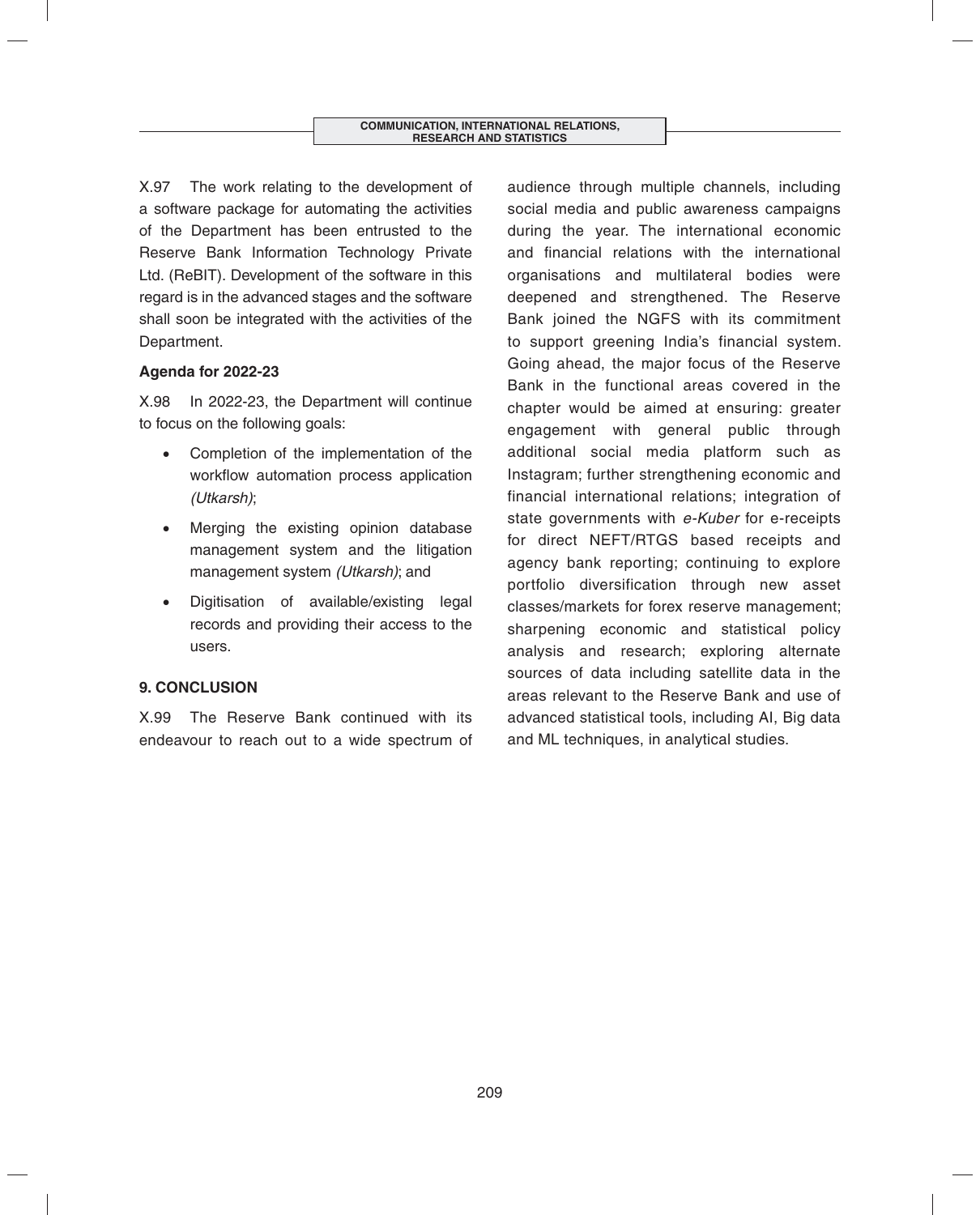X.97 The work relating to the development of a software package for automating the activities of the Department has been entrusted to the Reserve Bank Information Technology Private Ltd. (ReBIT). Development of the software in this regard is in the advanced stages and the software shall soon be integrated with the activities of the Department.

**Agenda for 2022-23**

X.98 In 2022-23, the Department will continue to focus on the following goals:

- Completion of the implementation of the workflow automation process application *(Utkarsh)*;
- Merging the existing opinion database management system and the litigation management system *(Utkarsh)*; and
- Digitisation of available/existing legal records and providing their access to the users.

## 9. CONCLUSION

X.99 The Reserve Bank continued with its endeavour to reach out to a wide spectrum of audience through multiple channels, including social media and public awareness campaigns during the year. The international economic and financial relations with the international organisations and multilateral bodies were deepened and strengthened. The Reserve Bank joined the NGFS with its commitment to support greening India's financial system. Going ahead, the major focus of the Reserve Bank in the functional areas covered in the chapter would be aimed at ensuring: greater engagement with general public through additional social media platform such as Instagram; further strengthening economic and financial international relations; integration of state governments with *e-Kuber* for e-receipts for direct NEFT/RTGS based receipts and agency bank reporting; continuing to explore portfolio diversification through new asset classes/markets for forex reserve management; sharpening economic and statistical policy analysis and research; exploring alternate sources of data including satellite data in the areas relevant to the Reserve Bank and use of advanced statistical tools, including AI, Big data and ML techniques, in analytical studies.